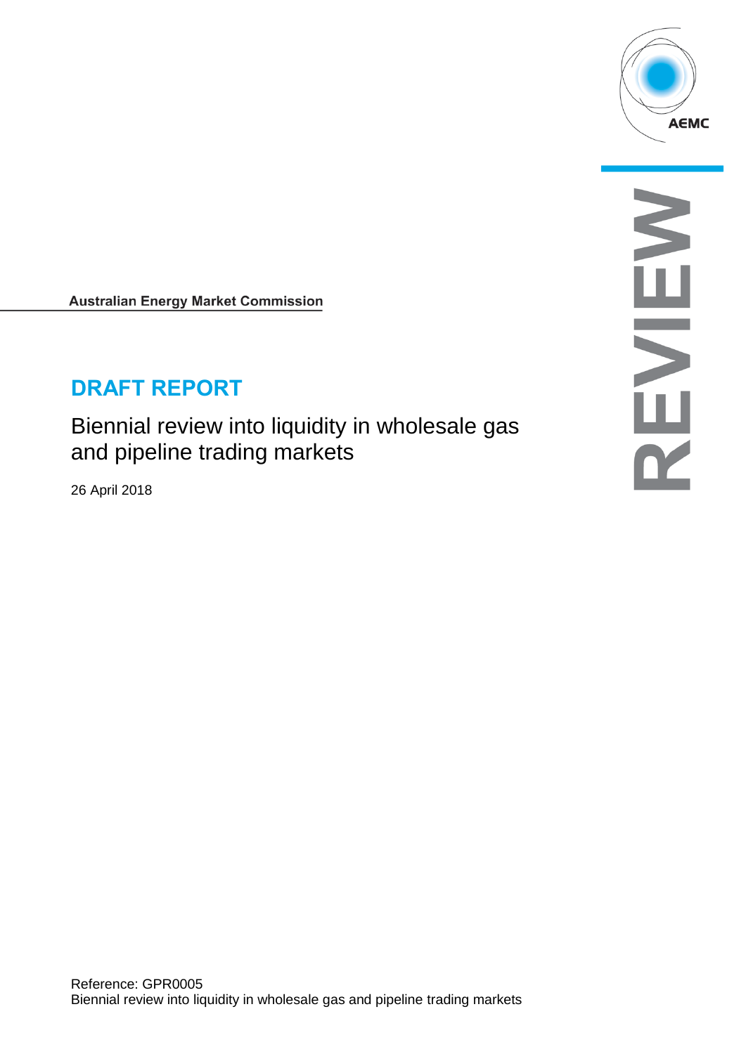AEMC

REVIEW

**Australian Energy Market Commission**

# DRAFT REPORT

## Biennial review into liquidity in wholesale gas and pipeline trading markets

26 April 2018

Reference: GPR0005
Biennial review into liquidity in wholesale gas and pipeline trading markets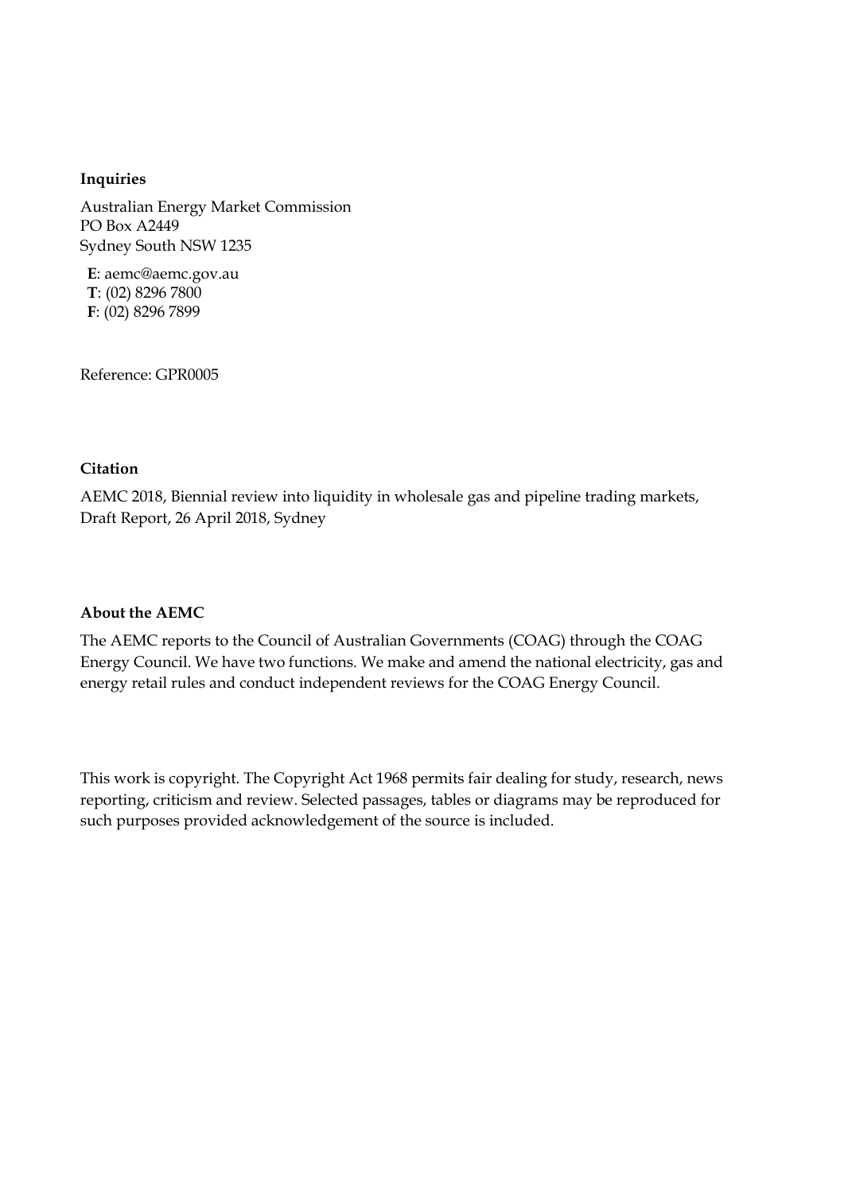**Inquiries**

Australian Energy Market Commission
PO Box A2449
Sydney South NSW 1235

**E**: aemc@aemc.gov.au
**T**: (02) 8296 7800
**F**: (02) 8296 7899

Reference: GPR0005

**Citation**

AEMC 2018, Biennial review into liquidity in wholesale gas and pipeline trading markets, Draft Report, 26 April 2018, Sydney

**About the AEMC**

The AEMC reports to the Council of Australian Governments (COAG) through the COAG Energy Council. We have two functions. We make and amend the national electricity, gas and energy retail rules and conduct independent reviews for the COAG Energy Council.

This work is copyright. The Copyright Act 1968 permits fair dealing for study, research, news reporting, criticism and review. Selected passages, tables or diagrams may be reproduced for such purposes provided acknowledgement of the source is included.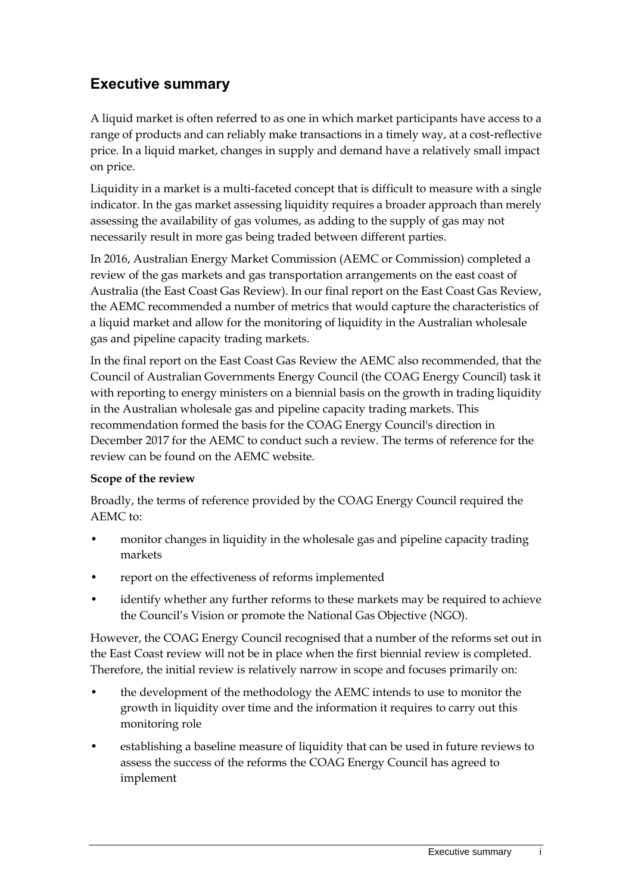## Executive summary

A liquid market is often referred to as one in which market participants have access to a range of products and can reliably make transactions in a timely way, at a cost-reflective price. In a liquid market, changes in supply and demand have a relatively small impact on price.

Liquidity in a market is a multi-faceted concept that is difficult to measure with a single indicator. In the gas market assessing liquidity requires a broader approach than merely assessing the availability of gas volumes, as adding to the supply of gas may not necessarily result in more gas being traded between different parties.

In 2016, Australian Energy Market Commission (AEMC or Commission) completed a review of the gas markets and gas transportation arrangements on the east coast of Australia (the East Coast Gas Review). In our final report on the East Coast Gas Review, the AEMC recommended a number of metrics that would capture the characteristics of a liquid market and allow for the monitoring of liquidity in the Australian wholesale gas and pipeline capacity trading markets.

In the final report on the East Coast Gas Review the AEMC also recommended, that the Council of Australian Governments Energy Council (the COAG Energy Council) task it with reporting to energy ministers on a biennial basis on the growth in trading liquidity in the Australian wholesale gas and pipeline capacity trading markets. This recommendation formed the basis for the COAG Energy Council's direction in December 2017 for the AEMC to conduct such a review. The terms of reference for the review can be found on the AEMC website.

**Scope of the review**

Broadly, the terms of reference provided by the COAG Energy Council required the AEMC to:

- monitor changes in liquidity in the wholesale gas and pipeline capacity trading markets
- report on the effectiveness of reforms implemented
- identify whether any further reforms to these markets may be required to achieve the Council's Vision or promote the National Gas Objective (NGO).

However, the COAG Energy Council recognised that a number of the reforms set out in the East Coast review will not be in place when the first biennial review is completed. Therefore, the initial review is relatively narrow in scope and focuses primarily on:

- the development of the methodology the AEMC intends to use to monitor the growth in liquidity over time and the information it requires to carry out this monitoring role
- establishing a baseline measure of liquidity that can be used in future reviews to assess the success of the reforms the COAG Energy Council has agreed to implement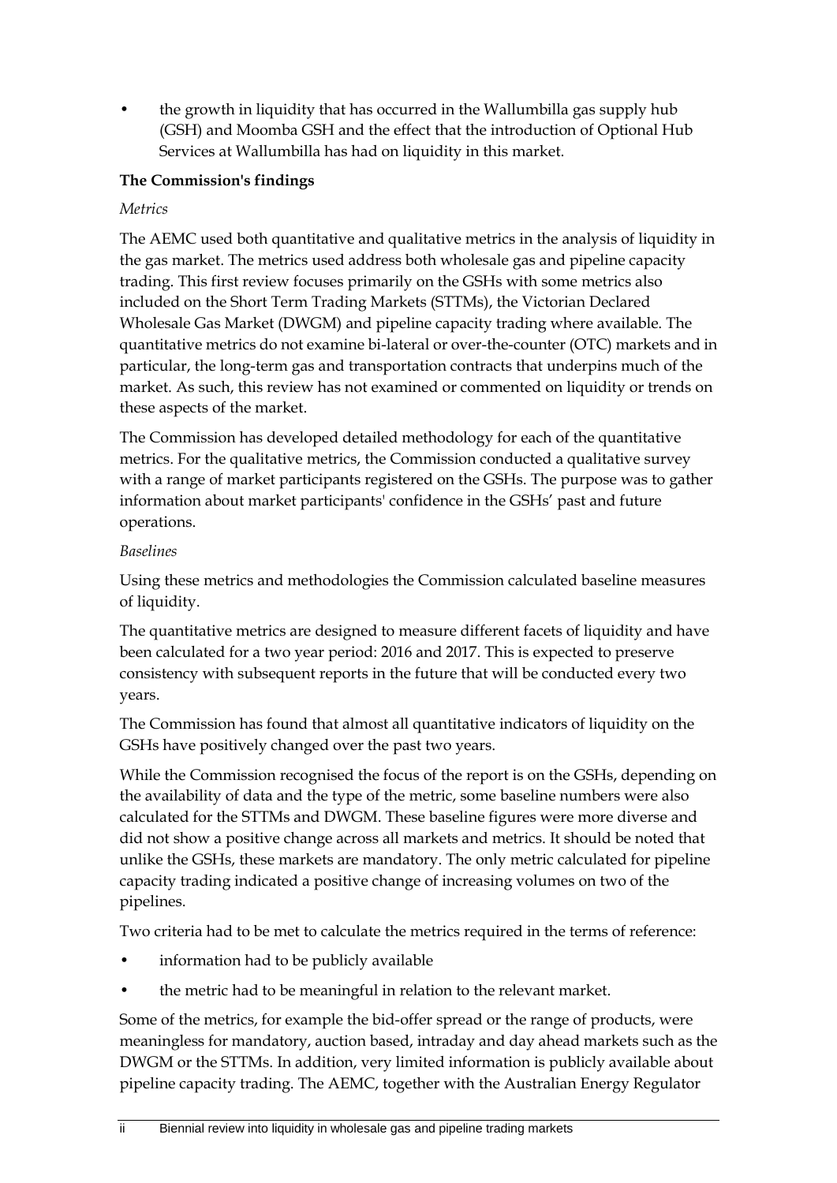- the growth in liquidity that has occurred in the Wallumbilla gas supply hub (GSH) and Moomba GSH and the effect that the introduction of Optional Hub Services at Wallumbilla has had on liquidity in this market.

**The Commission's findings**

*Metrics*

The AEMC used both quantitative and qualitative metrics in the analysis of liquidity in the gas market. The metrics used address both wholesale gas and pipeline capacity trading. This first review focuses primarily on the GSHs with some metrics also included on the Short Term Trading Markets (STTMs), the Victorian Declared Wholesale Gas Market (DWGM) and pipeline capacity trading where available. The quantitative metrics do not examine bi-lateral or over-the-counter (OTC) markets and in particular, the long-term gas and transportation contracts that underpins much of the market. As such, this review has not examined or commented on liquidity or trends on these aspects of the market.

The Commission has developed detailed methodology for each of the quantitative metrics. For the qualitative metrics, the Commission conducted a qualitative survey with a range of market participants registered on the GSHs. The purpose was to gather information about market participants' confidence in the GSHs' past and future operations.

*Baselines*

Using these metrics and methodologies the Commission calculated baseline measures of liquidity.

The quantitative metrics are designed to measure different facets of liquidity and have been calculated for a two year period: 2016 and 2017. This is expected to preserve consistency with subsequent reports in the future that will be conducted every two years.

The Commission has found that almost all quantitative indicators of liquidity on the GSHs have positively changed over the past two years.

While the Commission recognised the focus of the report is on the GSHs, depending on the availability of data and the type of the metric, some baseline numbers were also calculated for the STTMs and DWGM. These baseline figures were more diverse and did not show a positive change across all markets and metrics. It should be noted that unlike the GSHs, these markets are mandatory. The only metric calculated for pipeline capacity trading indicated a positive change of increasing volumes on two of the pipelines.

Two criteria had to be met to calculate the metrics required in the terms of reference:

- information had to be publicly available
- the metric had to be meaningful in relation to the relevant market.

Some of the metrics, for example the bid-offer spread or the range of products, were meaningless for mandatory, auction based, intraday and day ahead markets such as the DWGM or the STTMs. In addition, very limited information is publicly available about pipeline capacity trading. The AEMC, together with the Australian Energy Regulator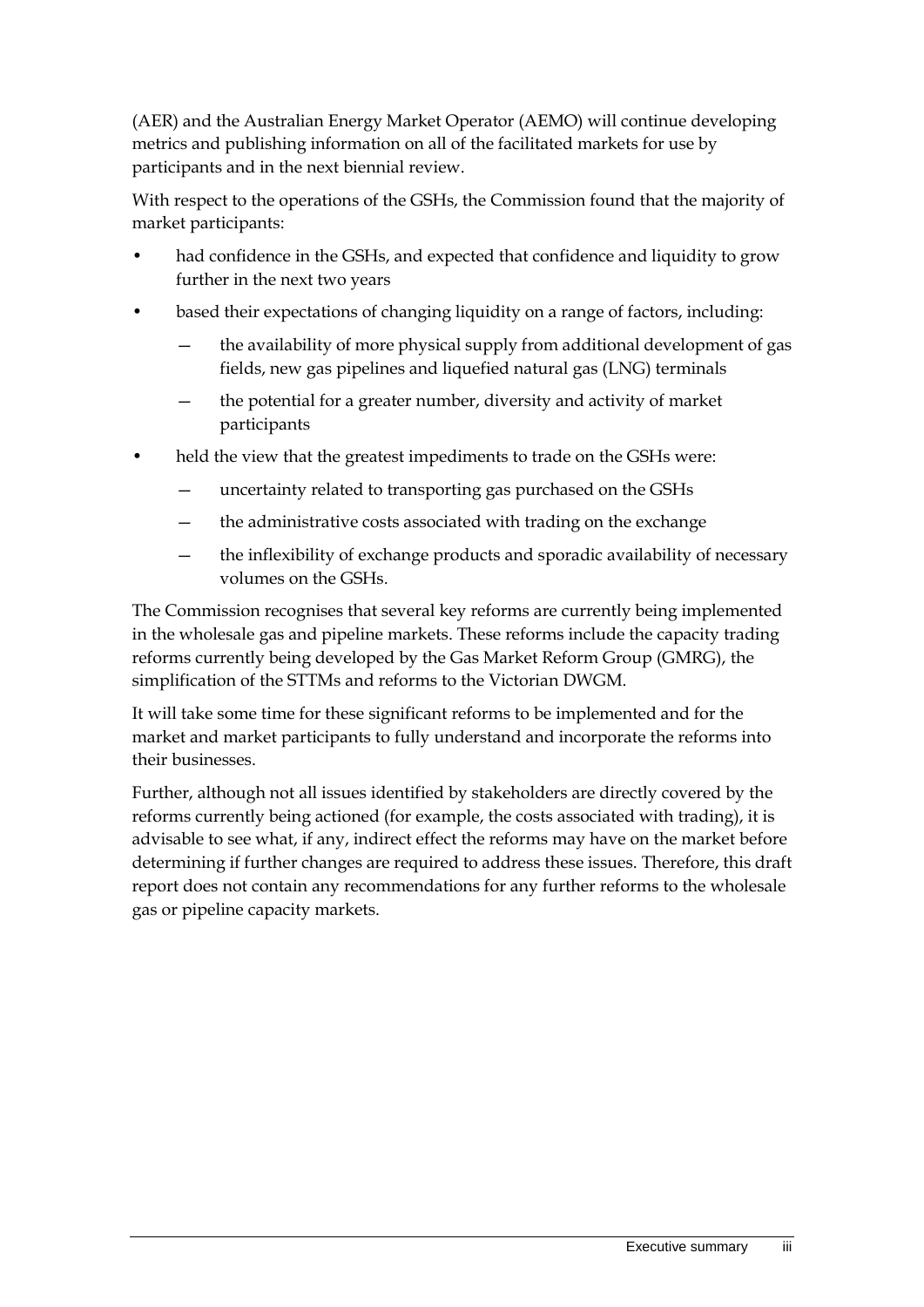(AER) and the Australian Energy Market Operator (AEMO) will continue developing metrics and publishing information on all of the facilitated markets for use by participants and in the next biennial review.

With respect to the operations of the GSHs, the Commission found that the majority of market participants:

- had confidence in the GSHs, and expected that confidence and liquidity to grow further in the next two years
- based their expectations of changing liquidity on a range of factors, including:
  - the availability of more physical supply from additional development of gas fields, new gas pipelines and liquefied natural gas (LNG) terminals
  - the potential for a greater number, diversity and activity of market participants
- held the view that the greatest impediments to trade on the GSHs were:
  - uncertainty related to transporting gas purchased on the GSHs
  - the administrative costs associated with trading on the exchange
  - the inflexibility of exchange products and sporadic availability of necessary volumes on the GSHs.

The Commission recognises that several key reforms are currently being implemented in the wholesale gas and pipeline markets. These reforms include the capacity trading reforms currently being developed by the Gas Market Reform Group (GMRG), the simplification of the STTMs and reforms to the Victorian DWGM.

It will take some time for these significant reforms to be implemented and for the market and market participants to fully understand and incorporate the reforms into their businesses.

Further, although not all issues identified by stakeholders are directly covered by the reforms currently being actioned (for example, the costs associated with trading), it is advisable to see what, if any, indirect effect the reforms may have on the market before determining if further changes are required to address these issues. Therefore, this draft report does not contain any recommendations for any further reforms to the wholesale gas or pipeline capacity markets.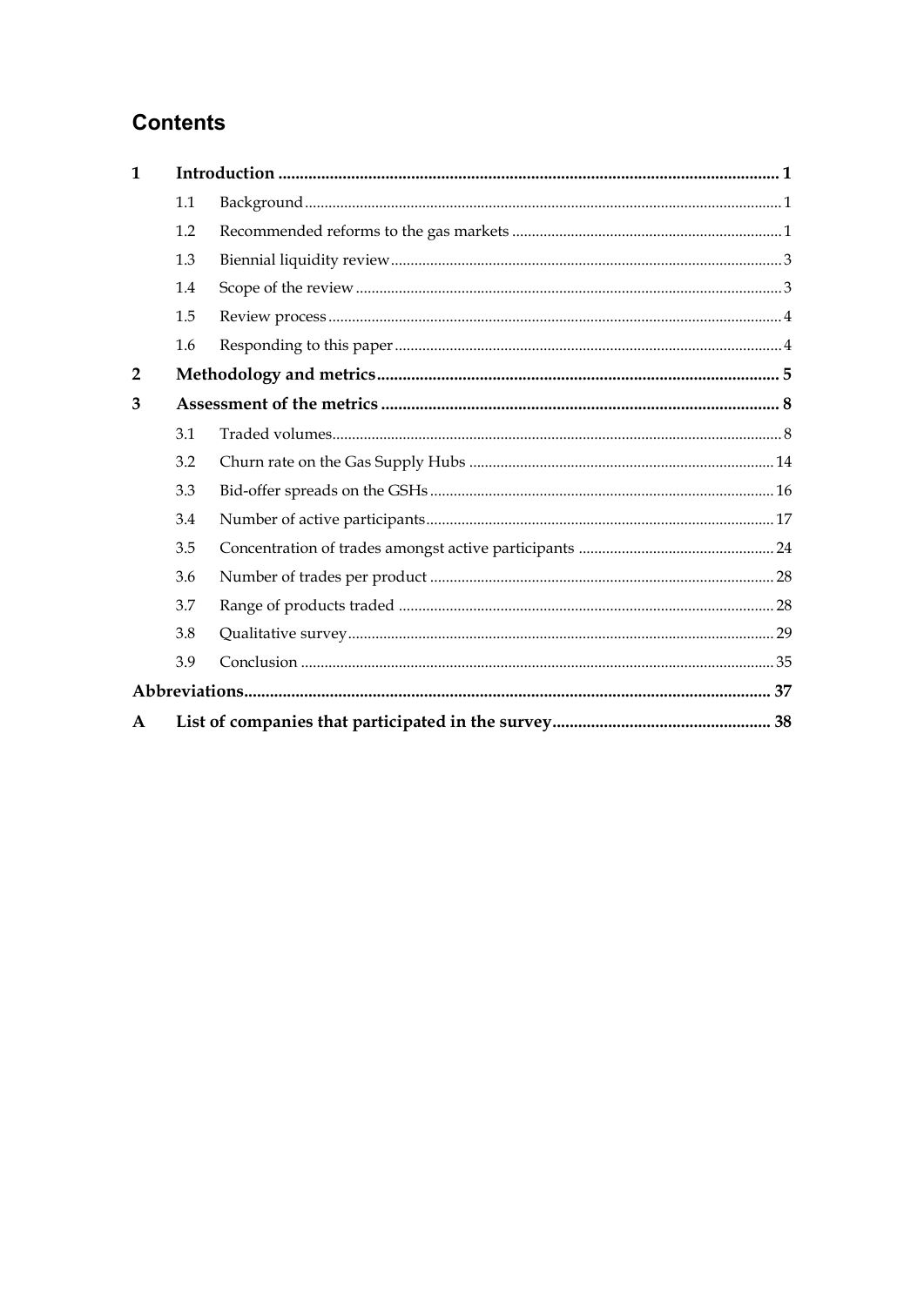# Contents

| | | | |
|---|---|---|---|
| **1** | **Introduction** | | **1** |
| | 1.1 | Background | 1 |
| | 1.2 | Recommended reforms to the gas markets | 1 |
| | 1.3 | Biennial liquidity review | 3 |
| | 1.4 | Scope of the review | 3 |
| | 1.5 | Review process | 4 |
| | 1.6 | Responding to this paper | 4 |
| **2** | **Methodology and metrics** | | **5** |
| **3** | **Assessment of the metrics** | | **8** |
| | 3.1 | Traded volumes | 8 |
| | 3.2 | Churn rate on the Gas Supply Hubs | 14 |
| | 3.3 | Bid-offer spreads on the GSHs | 16 |
| | 3.4 | Number of active participants | 17 |
| | 3.5 | Concentration of trades amongst active participants | 24 |
| | 3.6 | Number of trades per product | 28 |
| | 3.7 | Range of products traded | 28 |
| | 3.8 | Qualitative survey | 29 |
| | 3.9 | Conclusion | 35 |
| **Abbreviations** | | | **37** |
| **A** | **List of companies that participated in the survey** | | **38** |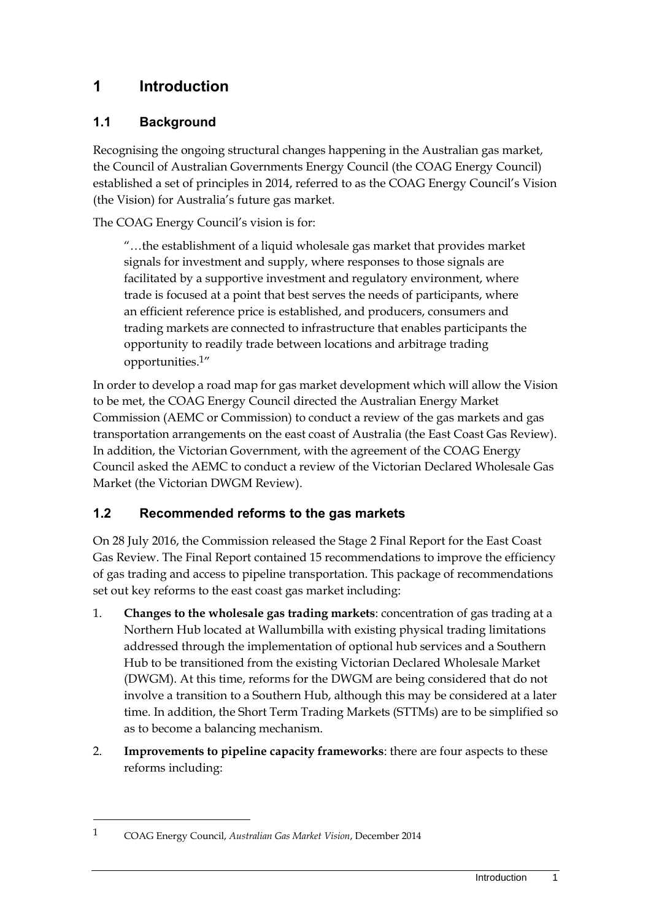# 1 Introduction

## 1.1 Background

Recognising the ongoing structural changes happening in the Australian gas market, the Council of Australian Governments Energy Council (the COAG Energy Council) established a set of principles in 2014, referred to as the COAG Energy Council's Vision (the Vision) for Australia's future gas market.

The COAG Energy Council's vision is for:

> "…the establishment of a liquid wholesale gas market that provides market signals for investment and supply, where responses to those signals are facilitated by a supportive investment and regulatory environment, where trade is focused at a point that best serves the needs of participants, where an efficient reference price is established, and producers, consumers and trading markets are connected to infrastructure that enables participants the opportunity to readily trade between locations and arbitrage trading opportunities.[1]"

In order to develop a road map for gas market development which will allow the Vision to be met, the COAG Energy Council directed the Australian Energy Market Commission (AEMC or Commission) to conduct a review of the gas markets and gas transportation arrangements on the east coast of Australia (the East Coast Gas Review). In addition, the Victorian Government, with the agreement of the COAG Energy Council asked the AEMC to conduct a review of the Victorian Declared Wholesale Gas Market (the Victorian DWGM Review).

## 1.2 Recommended reforms to the gas markets

On 28 July 2016, the Commission released the Stage 2 Final Report for the East Coast Gas Review. The Final Report contained 15 recommendations to improve the efficiency of gas trading and access to pipeline transportation. This package of recommendations set out key reforms to the east coast gas market including:

1. **Changes to the wholesale gas trading markets**: concentration of gas trading at a Northern Hub located at Wallumbilla with existing physical trading limitations addressed through the implementation of optional hub services and a Southern Hub to be transitioned from the existing Victorian Declared Wholesale Market (DWGM). At this time, reforms for the DWGM are being considered that do not involve a transition to a Southern Hub, although this may be considered at a later time. In addition, the Short Term Trading Markets (STTMs) are to be simplified so as to become a balancing mechanism.
2. **Improvements to pipeline capacity frameworks**: there are four aspects to these reforms including:

---

[1] COAG Energy Council, *Australian Gas Market Vision*, December 2014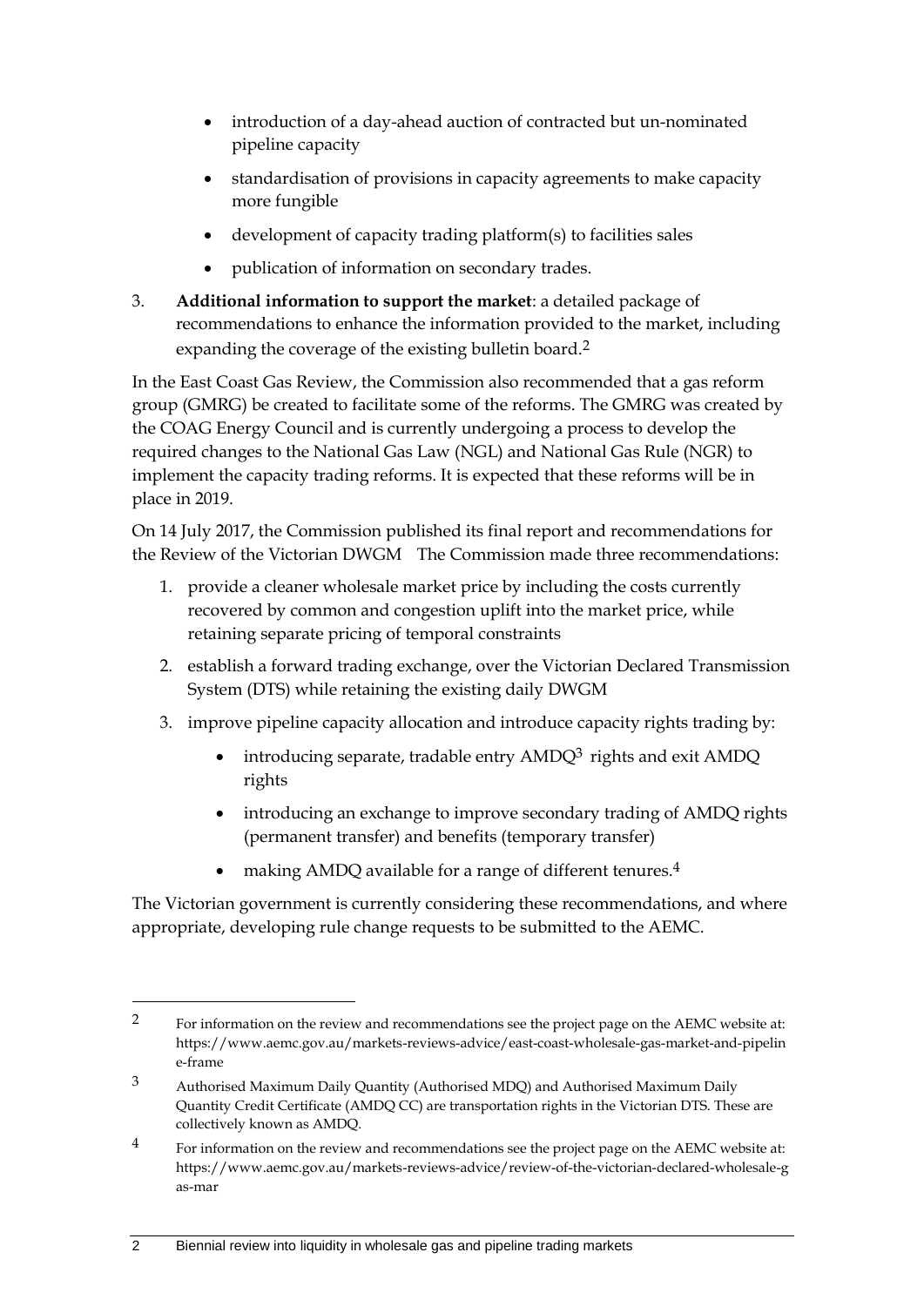- introduction of a day-ahead auction of contracted but un-nominated pipeline capacity
- standardisation of provisions in capacity agreements to make capacity more fungible
- development of capacity trading platform(s) to facilities sales
- publication of information on secondary trades.

3. **Additional information to support the market**: a detailed package of recommendations to enhance the information provided to the market, including expanding the coverage of the existing bulletin board.[2]

In the East Coast Gas Review, the Commission also recommended that a gas reform group (GMRG) be created to facilitate some of the reforms. The GMRG was created by the COAG Energy Council and is currently undergoing a process to develop the required changes to the National Gas Law (NGL) and National Gas Rule (NGR) to implement the capacity trading reforms. It is expected that these reforms will be in place in 2019.

On 14 July 2017, the Commission published its final report and recommendations for the Review of the Victorian DWGM The Commission made three recommendations:

1. provide a cleaner wholesale market price by including the costs currently recovered by common and congestion uplift into the market price, while retaining separate pricing of temporal constraints
2. establish a forward trading exchange, over the Victorian Declared Transmission System (DTS) while retaining the existing daily DWGM
3. improve pipeline capacity allocation and introduce capacity rights trading by:
   - introducing separate, tradable entry AMDQ[3] rights and exit AMDQ rights
   - introducing an exchange to improve secondary trading of AMDQ rights (permanent transfer) and benefits (temporary transfer)
   - making AMDQ available for a range of different tenures.[4]

The Victorian government is currently considering these recommendations, and where appropriate, developing rule change requests to be submitted to the AEMC.

---

[2] For information on the review and recommendations see the project page on the AEMC website at: https://www.aemc.gov.au/markets-reviews-advice/east-coast-wholesale-gas-market-and-pipeline-frame

[3] Authorised Maximum Daily Quantity (Authorised MDQ) and Authorised Maximum Daily Quantity Credit Certificate (AMDQ CC) are transportation rights in the Victorian DTS. These are collectively known as AMDQ.

[4] For information on the review and recommendations see the project page on the AEMC website at: https://www.aemc.gov.au/markets-reviews-advice/review-of-the-victorian-declared-wholesale-gas-mar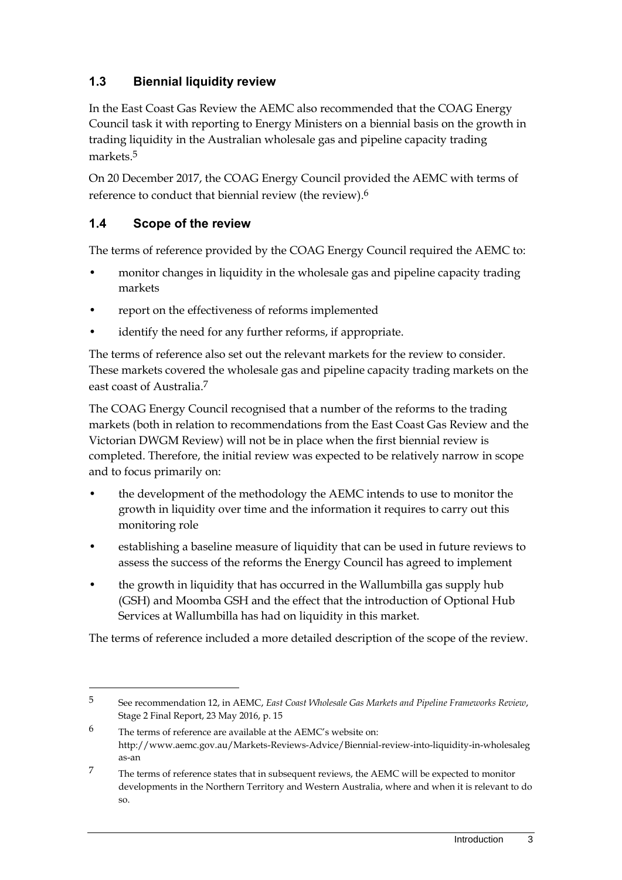## 1.3 Biennial liquidity review

In the East Coast Gas Review the AEMC also recommended that the COAG Energy Council task it with reporting to Energy Ministers on a biennial basis on the growth in trading liquidity in the Australian wholesale gas and pipeline capacity trading markets.[5]

On 20 December 2017, the COAG Energy Council provided the AEMC with terms of reference to conduct that biennial review (the review).[6]

## 1.4 Scope of the review

The terms of reference provided by the COAG Energy Council required the AEMC to:

- monitor changes in liquidity in the wholesale gas and pipeline capacity trading markets
- report on the effectiveness of reforms implemented
- identify the need for any further reforms, if appropriate.

The terms of reference also set out the relevant markets for the review to consider. These markets covered the wholesale gas and pipeline capacity trading markets on the east coast of Australia.[7]

The COAG Energy Council recognised that a number of the reforms to the trading markets (both in relation to recommendations from the East Coast Gas Review and the Victorian DWGM Review) will not be in place when the first biennial review is completed. Therefore, the initial review was expected to be relatively narrow in scope and to focus primarily on:

- the development of the methodology the AEMC intends to use to monitor the growth in liquidity over time and the information it requires to carry out this monitoring role
- establishing a baseline measure of liquidity that can be used in future reviews to assess the success of the reforms the Energy Council has agreed to implement
- the growth in liquidity that has occurred in the Wallumbilla gas supply hub (GSH) and Moomba GSH and the effect that the introduction of Optional Hub Services at Wallumbilla has had on liquidity in this market.

The terms of reference included a more detailed description of the scope of the review.

---

[5] See recommendation 12, in AEMC, *East Coast Wholesale Gas Markets and Pipeline Frameworks Review*, Stage 2 Final Report, 23 May 2016, p. 15

[6] The terms of reference are available at the AEMC's website on: http://www.aemc.gov.au/Markets-Reviews-Advice/Biennial-review-into-liquidity-in-wholesalegas-an

[7] The terms of reference states that in subsequent reviews, the AEMC will be expected to monitor developments in the Northern Territory and Western Australia, where and when it is relevant to do so.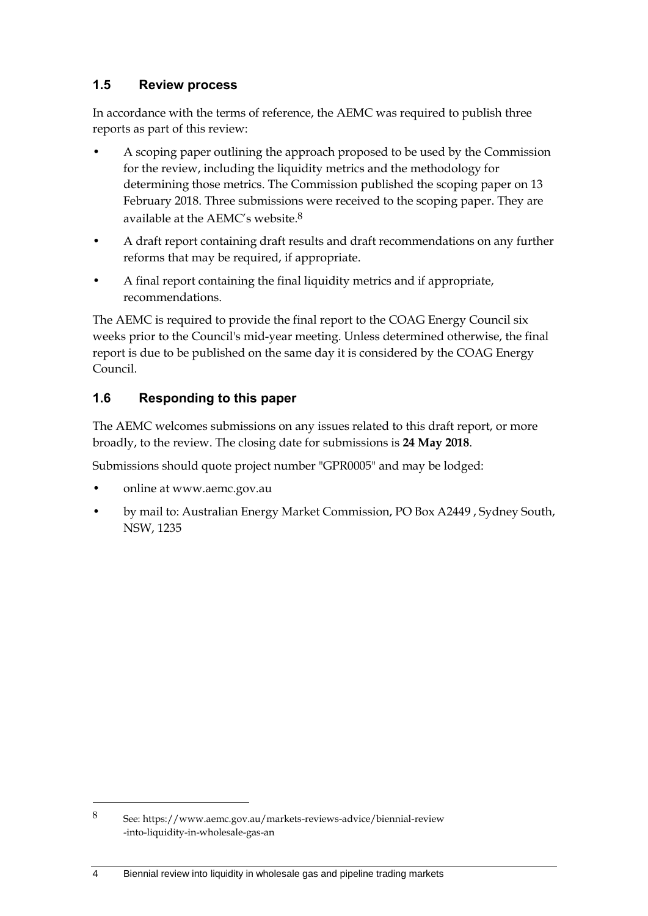## 1.5 Review process

In accordance with the terms of reference, the AEMC was required to publish three reports as part of this review:

- A scoping paper outlining the approach proposed to be used by the Commission for the review, including the liquidity metrics and the methodology for determining those metrics. The Commission published the scoping paper on 13 February 2018. Three submissions were received to the scoping paper. They are available at the AEMC's website.[8]
- A draft report containing draft results and draft recommendations on any further reforms that may be required, if appropriate.
- A final report containing the final liquidity metrics and if appropriate, recommendations.

The AEMC is required to provide the final report to the COAG Energy Council six weeks prior to the Council's mid-year meeting. Unless determined otherwise, the final report is due to be published on the same day it is considered by the COAG Energy Council.

## 1.6 Responding to this paper

The AEMC welcomes submissions on any issues related to this draft report, or more broadly, to the review. The closing date for submissions is **24 May 2018**.

Submissions should quote project number "GPR0005" and may be lodged:

- online at www.aemc.gov.au
- by mail to: Australian Energy Market Commission, PO Box A2449 , Sydney South, NSW, 1235

---

8 See: https://www.aemc.gov.au/markets-reviews-advice/biennial-review-into-liquidity-in-wholesale-gas-an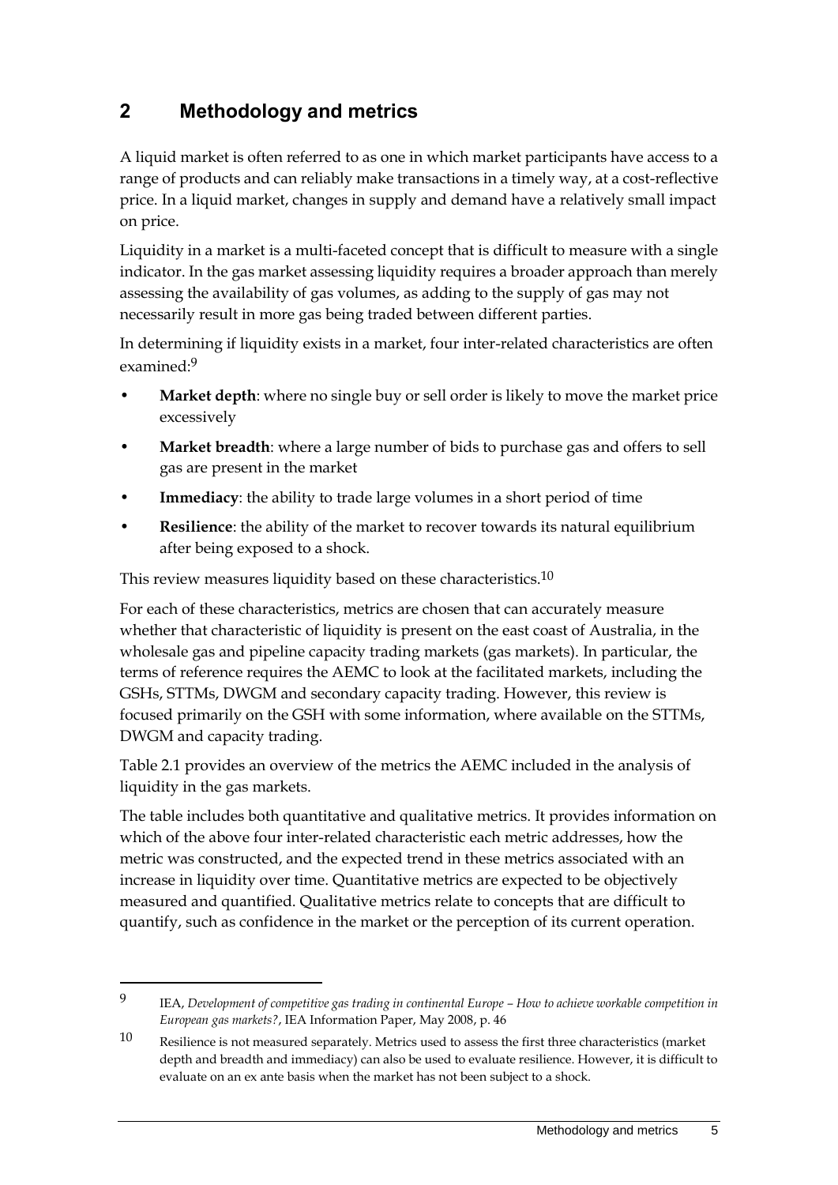# 2 Methodology and metrics

A liquid market is often referred to as one in which market participants have access to a range of products and can reliably make transactions in a timely way, at a cost-reflective price. In a liquid market, changes in supply and demand have a relatively small impact on price.

Liquidity in a market is a multi-faceted concept that is difficult to measure with a single indicator. In the gas market assessing liquidity requires a broader approach than merely assessing the availability of gas volumes, as adding to the supply of gas may not necessarily result in more gas being traded between different parties.

In determining if liquidity exists in a market, four inter-related characteristics are often examined:[9]

- **Market depth**: where no single buy or sell order is likely to move the market price excessively
- **Market breadth**: where a large number of bids to purchase gas and offers to sell gas are present in the market
- **Immediacy**: the ability to trade large volumes in a short period of time
- **Resilience**: the ability of the market to recover towards its natural equilibrium after being exposed to a shock.

This review measures liquidity based on these characteristics.[10]

For each of these characteristics, metrics are chosen that can accurately measure whether that characteristic of liquidity is present on the east coast of Australia, in the wholesale gas and pipeline capacity trading markets (gas markets). In particular, the terms of reference requires the AEMC to look at the facilitated markets, including the GSHs, STTMs, DWGM and secondary capacity trading. However, this review is focused primarily on the GSH with some information, where available on the STTMs, DWGM and capacity trading.

Table 2.1 provides an overview of the metrics the AEMC included in the analysis of liquidity in the gas markets.

The table includes both quantitative and qualitative metrics. It provides information on which of the above four inter-related characteristic each metric addresses, how the metric was constructed, and the expected trend in these metrics associated with an increase in liquidity over time. Quantitative metrics are expected to be objectively measured and quantified. Qualitative metrics relate to concepts that are difficult to quantify, such as confidence in the market or the perception of its current operation.

---

9 IEA, *Development of competitive gas trading in continental Europe – How to achieve workable competition in European gas markets?*, IEA Information Paper, May 2008, p. 46

10 Resilience is not measured separately. Metrics used to assess the first three characteristics (market depth and breadth and immediacy) can also be used to evaluate resilience. However, it is difficult to evaluate on an ex ante basis when the market has not been subject to a shock.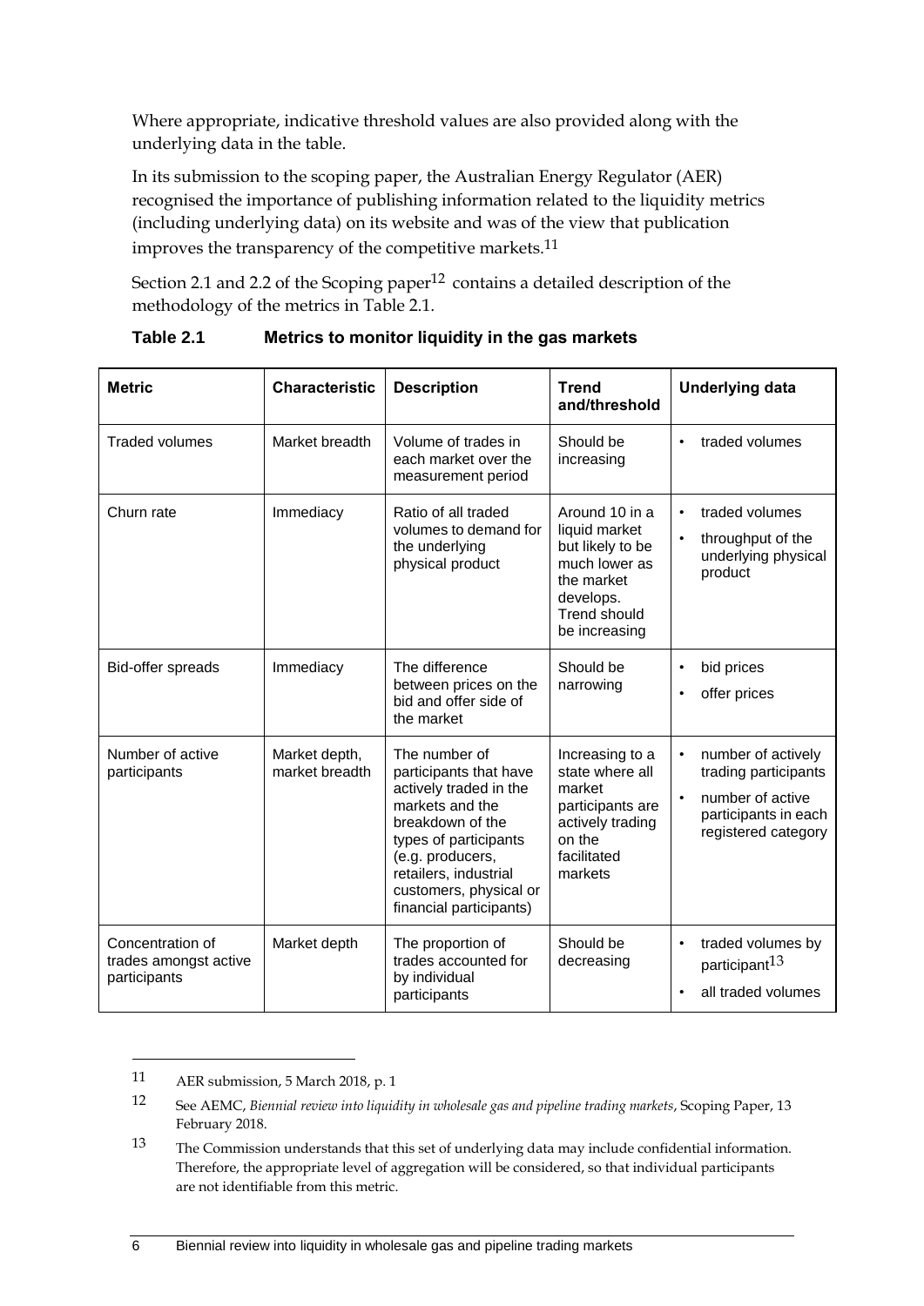Where appropriate, indicative threshold values are also provided along with the underlying data in the table.

In its submission to the scoping paper, the Australian Energy Regulator (AER) recognised the importance of publishing information related to the liquidity metrics (including underlying data) on its website and was of the view that publication improves the transparency of the competitive markets.[11]

Section 2.1 and 2.2 of the Scoping paper[12] contains a detailed description of the methodology of the metrics in Table 2.1.

**Table 2.1 Metrics to monitor liquidity in the gas markets**

| Metric | Characteristic | Description | Trend and/threshold | Underlying data |
|---|---|---|---|---|
| Traded volumes | Market breadth | Volume of trades in each market over the measurement period | Should be increasing | • traded volumes |
| Churn rate | Immediacy | Ratio of all traded volumes to demand for the underlying physical product | Around 10 in a liquid market but likely to be much lower as the market develops. Trend should be increasing | • traded volumes<br>• throughput of the underlying physical product |
| Bid-offer spreads | Immediacy | The difference between prices on the bid and offer side of the market | Should be narrowing | • bid prices<br>• offer prices |
| Number of active participants | Market depth, market breadth | The number of participants that have actively traded in the markets and the breakdown of the types of participants (e.g. producers, retailers, industrial customers, physical or financial participants) | Increasing to a state where all market participants are actively trading on the facilitated markets | • number of actively trading participants<br>• number of active participants in each registered category |
| Concentration of trades amongst active participants | Market depth | The proportion of trades accounted for by individual participants | Should be decreasing | • traded volumes by participant[13]<br>• all traded volumes |

---

11 AER submission, 5 March 2018, p. 1

12 See AEMC, *Biennial review into liquidity in wholesale gas and pipeline trading markets*, Scoping Paper, 13 February 2018.

13 The Commission understands that this set of underlying data may include confidential information. Therefore, the appropriate level of aggregation will be considered, so that individual participants are not identifiable from this metric.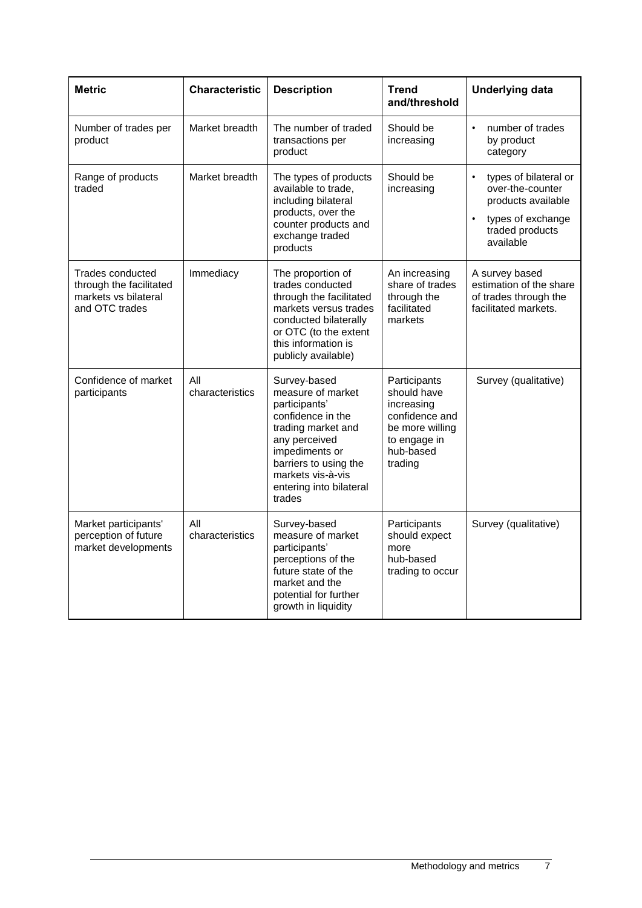| Metric | Characteristic | Description | Trend and/threshold | Underlying data |
|---|---|---|---|---|
| Number of trades per product | Market breadth | The number of traded transactions per product | Should be increasing | • number of trades by product category |
| Range of products traded | Market breadth | The types of products available to trade, including bilateral products, over the counter products and exchange traded products | Should be increasing | • types of bilateral or over-the-counter products available<br>• types of exchange traded products available |
| Trades conducted through the facilitated markets vs bilateral and OTC trades | Immediacy | The proportion of trades conducted through the facilitated markets versus trades conducted bilaterally or OTC (to the extent this information is publicly available) | An increasing share of trades through the facilitated markets | A survey based estimation of the share of trades through the facilitated markets. |
| Confidence of market participants | All characteristics | Survey-based measure of market participants' confidence in the trading market and any perceived impediments or barriers to using the markets vis-à-vis entering into bilateral trades | Participants should have increasing confidence and be more willing to engage in hub-based trading | Survey (qualitative) |
| Market participants' perception of future market developments | All characteristics | Survey-based measure of market participants' perceptions of the future state of the market and the potential for further growth in liquidity | Participants should expect more hub-based trading to occur | Survey (qualitative) |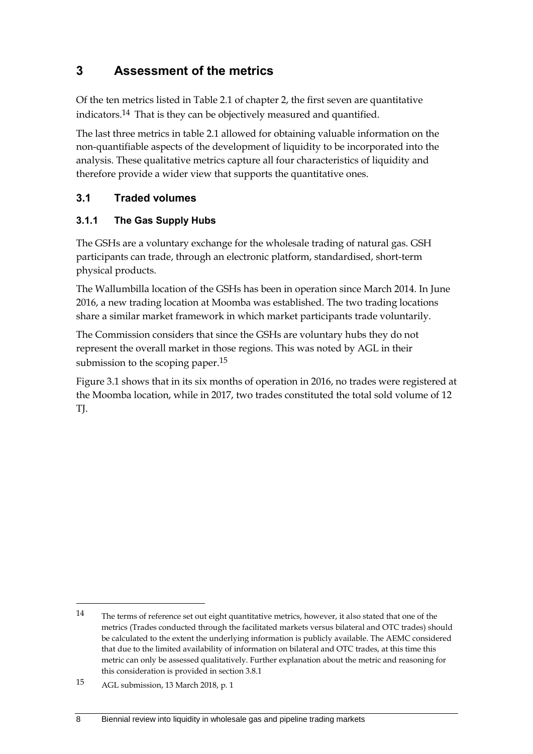# 3 Assessment of the metrics

Of the ten metrics listed in Table 2.1 of chapter 2, the first seven are quantitative indicators.[14] That is they can be objectively measured and quantified.

The last three metrics in table 2.1 allowed for obtaining valuable information on the non-quantifiable aspects of the development of liquidity to be incorporated into the analysis. These qualitative metrics capture all four characteristics of liquidity and therefore provide a wider view that supports the quantitative ones.

## 3.1 Traded volumes

### 3.1.1 The Gas Supply Hubs

The GSHs are a voluntary exchange for the wholesale trading of natural gas. GSH participants can trade, through an electronic platform, standardised, short-term physical products.

The Wallumbilla location of the GSHs has been in operation since March 2014. In June 2016, a new trading location at Moomba was established. The two trading locations share a similar market framework in which market participants trade voluntarily.

The Commission considers that since the GSHs are voluntary hubs they do not represent the overall market in those regions. This was noted by AGL in their submission to the scoping paper.[15]

Figure 3.1 shows that in its six months of operation in 2016, no trades were registered at the Moomba location, while in 2017, two trades constituted the total sold volume of 12 TJ.

---

[14] The terms of reference set out eight quantitative metrics, however, it also stated that one of the metrics (Trades conducted through the facilitated markets versus bilateral and OTC trades) should be calculated to the extent the underlying information is publicly available. The AEMC considered that due to the limited availability of information on bilateral and OTC trades, at this time this metric can only be assessed qualitatively. Further explanation about the metric and reasoning for this consideration is provided in section 3.8.1

[15] AGL submission, 13 March 2018, p. 1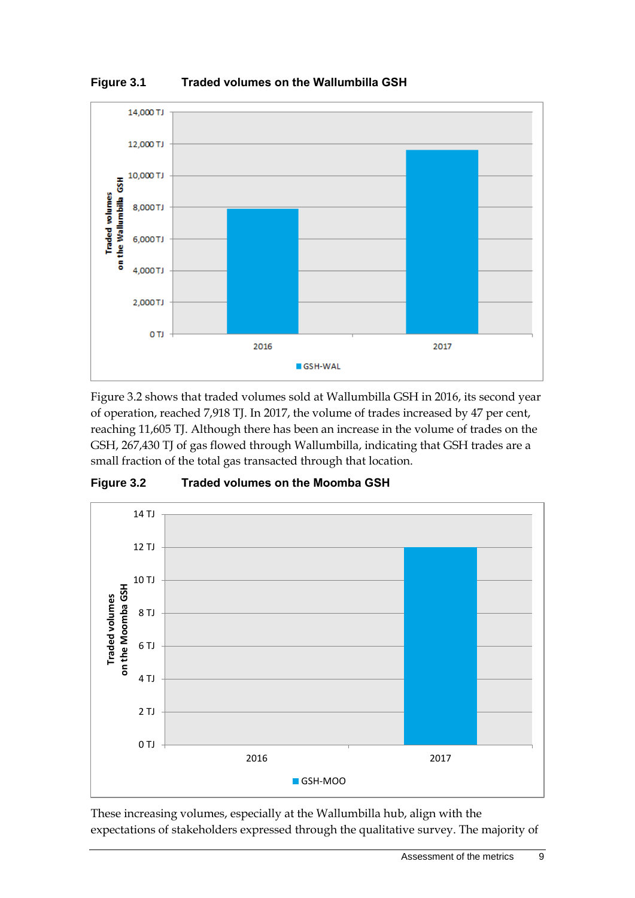**Figure 3.1 Traded volumes on the Wallumbilla GSH**

Figure 3.2 shows that traded volumes sold at Wallumbilla GSH in 2016, its second year of operation, reached 7,918 TJ. In 2017, the volume of trades increased by 47 per cent, reaching 11,605 TJ. Although there has been an increase in the volume of trades on the GSH, 267,430 TJ of gas flowed through Wallumbilla, indicating that GSH trades are a small fraction of the total gas transacted through that location.

**Figure 3.2 Traded volumes on the Moomba GSH**

These increasing volumes, especially at the Wallumbilla hub, align with the expectations of stakeholders expressed through the qualitative survey. The majority of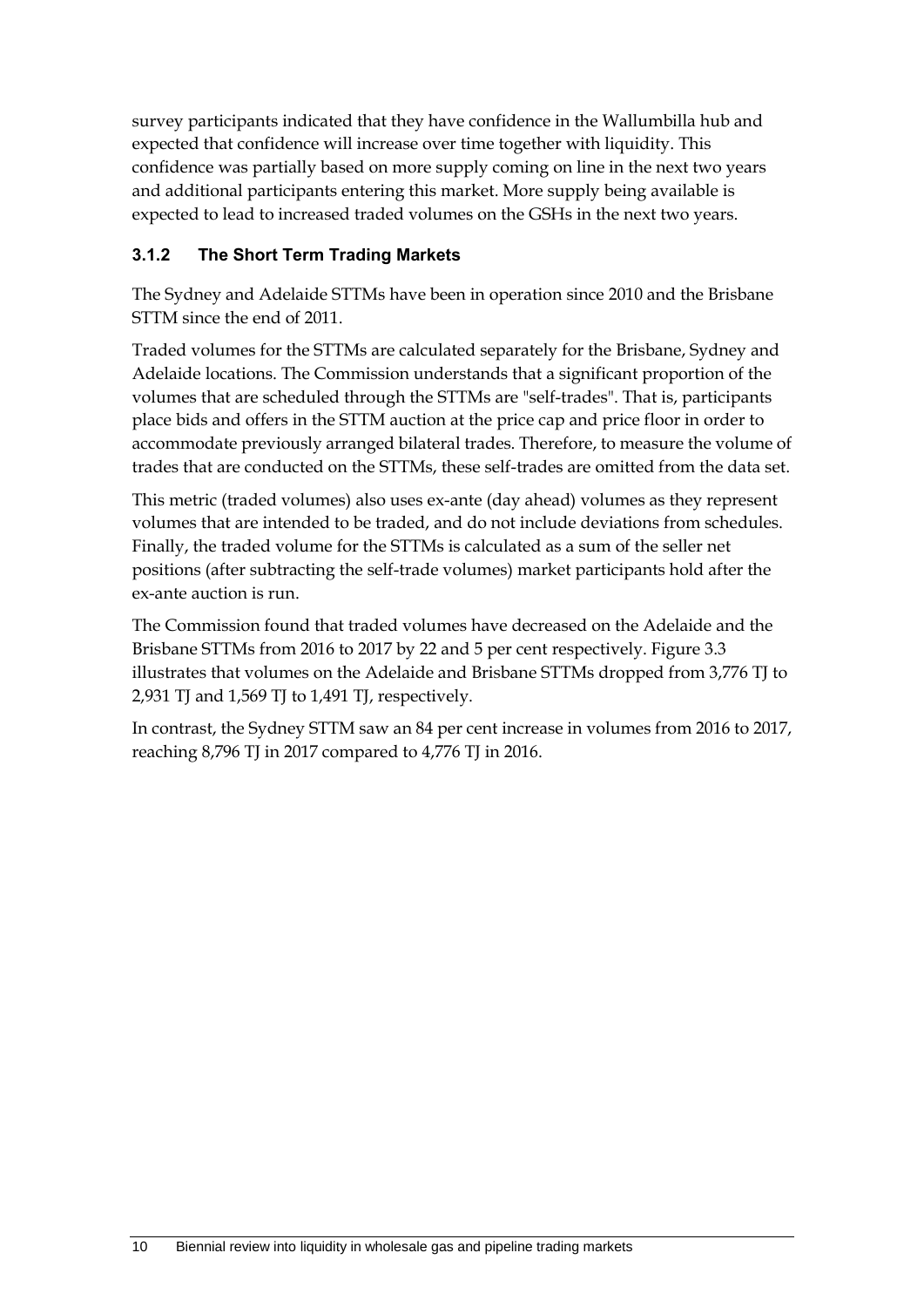survey participants indicated that they have confidence in the Wallumbilla hub and expected that confidence will increase over time together with liquidity. This confidence was partially based on more supply coming on line in the next two years and additional participants entering this market. More supply being available is expected to lead to increased traded volumes on the GSHs in the next two years.

### 3.1.2 The Short Term Trading Markets

The Sydney and Adelaide STTMs have been in operation since 2010 and the Brisbane STTM since the end of 2011.

Traded volumes for the STTMs are calculated separately for the Brisbane, Sydney and Adelaide locations. The Commission understands that a significant proportion of the volumes that are scheduled through the STTMs are "self-trades". That is, participants place bids and offers in the STTM auction at the price cap and price floor in order to accommodate previously arranged bilateral trades. Therefore, to measure the volume of trades that are conducted on the STTMs, these self-trades are omitted from the data set.

This metric (traded volumes) also uses ex-ante (day ahead) volumes as they represent volumes that are intended to be traded, and do not include deviations from schedules. Finally, the traded volume for the STTMs is calculated as a sum of the seller net positions (after subtracting the self-trade volumes) market participants hold after the ex-ante auction is run.

The Commission found that traded volumes have decreased on the Adelaide and the Brisbane STTMs from 2016 to 2017 by 22 and 5 per cent respectively. Figure 3.3 illustrates that volumes on the Adelaide and Brisbane STTMs dropped from 3,776 TJ to 2,931 TJ and 1,569 TJ to 1,491 TJ, respectively.

In contrast, the Sydney STTM saw an 84 per cent increase in volumes from 2016 to 2017, reaching 8,796 TJ in 2017 compared to 4,776 TJ in 2016.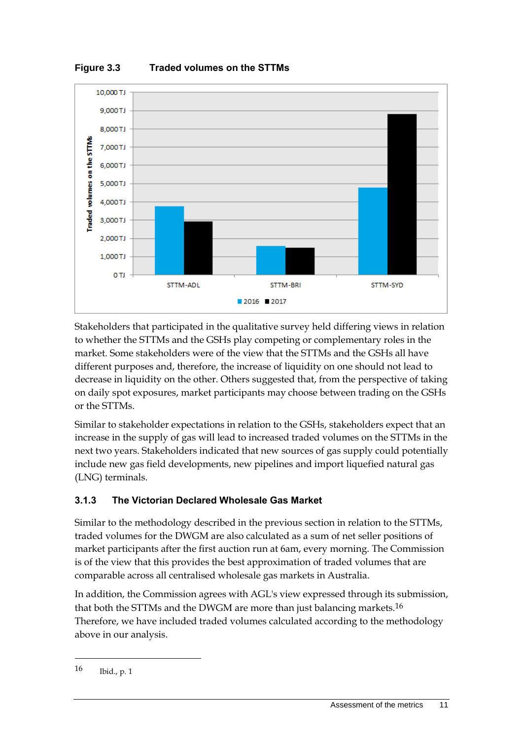**Figure 3.3 Traded volumes on the STTMs**

Stakeholders that participated in the qualitative survey held differing views in relation to whether the STTMs and the GSHs play competing or complementary roles in the market. Some stakeholders were of the view that the STTMs and the GSHs all have different purposes and, therefore, the increase of liquidity on one should not lead to decrease in liquidity on the other. Others suggested that, from the perspective of taking on daily spot exposures, market participants may choose between trading on the GSHs or the STTMs.

Similar to stakeholder expectations in relation to the GSHs, stakeholders expect that an increase in the supply of gas will lead to increased traded volumes on the STTMs in the next two years. Stakeholders indicated that new sources of gas supply could potentially include new gas field developments, new pipelines and import liquefied natural gas (LNG) terminals.

### 3.1.3 The Victorian Declared Wholesale Gas Market

Similar to the methodology described in the previous section in relation to the STTMs, traded volumes for the DWGM are also calculated as a sum of net seller positions of market participants after the first auction run at 6am, every morning. The Commission is of the view that this provides the best approximation of traded volumes that are comparable across all centralised wholesale gas markets in Australia.

In addition, the Commission agrees with AGL's view expressed through its submission, that both the STTMs and the DWGM are more than just balancing markets.[16] Therefore, we have included traded volumes calculated according to the methodology above in our analysis.

---

16 Ibid., p. 1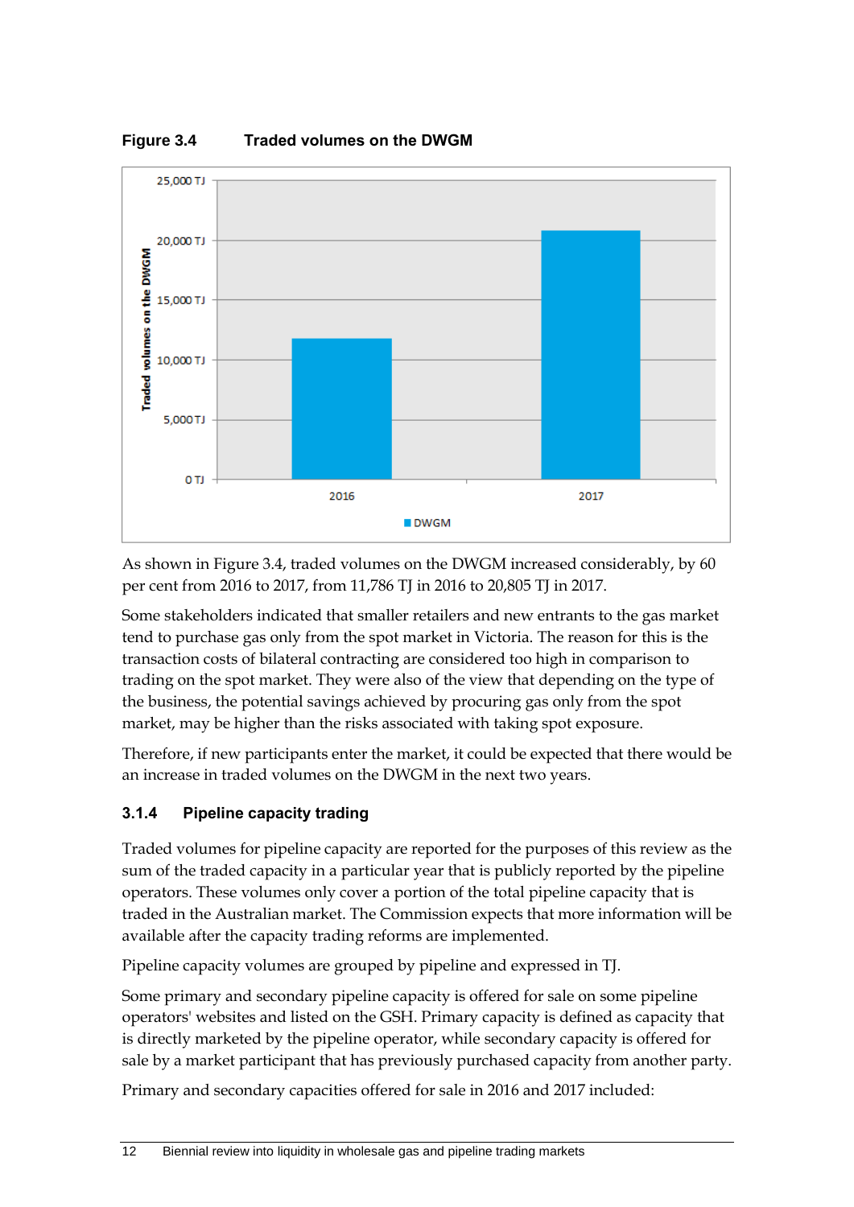**Figure 3.4 Traded volumes on the DWGM**

As shown in Figure 3.4, traded volumes on the DWGM increased considerably, by 60 per cent from 2016 to 2017, from 11,786 TJ in 2016 to 20,805 TJ in 2017.

Some stakeholders indicated that smaller retailers and new entrants to the gas market tend to purchase gas only from the spot market in Victoria. The reason for this is the transaction costs of bilateral contracting are considered too high in comparison to trading on the spot market. They were also of the view that depending on the type of the business, the potential savings achieved by procuring gas only from the spot market, may be higher than the risks associated with taking spot exposure.

Therefore, if new participants enter the market, it could be expected that there would be an increase in traded volumes on the DWGM in the next two years.

### 3.1.4 Pipeline capacity trading

Traded volumes for pipeline capacity are reported for the purposes of this review as the sum of the traded capacity in a particular year that is publicly reported by the pipeline operators. These volumes only cover a portion of the total pipeline capacity that is traded in the Australian market. The Commission expects that more information will be available after the capacity trading reforms are implemented.

Pipeline capacity volumes are grouped by pipeline and expressed in TJ.

Some primary and secondary pipeline capacity is offered for sale on some pipeline operators' websites and listed on the GSH. Primary capacity is defined as capacity that is directly marketed by the pipeline operator, while secondary capacity is offered for sale by a market participant that has previously purchased capacity from another party.

Primary and secondary capacities offered for sale in 2016 and 2017 included: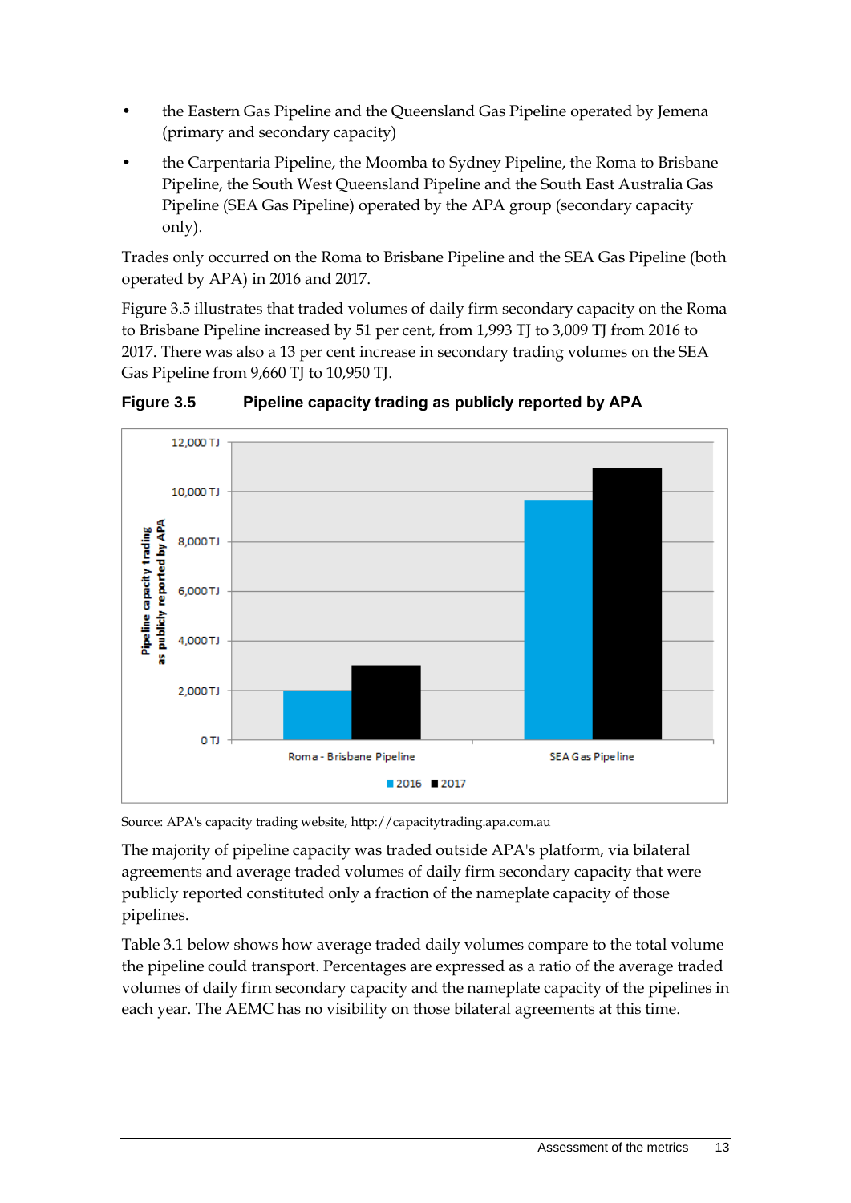- the Eastern Gas Pipeline and the Queensland Gas Pipeline operated by Jemena (primary and secondary capacity)
- the Carpentaria Pipeline, the Moomba to Sydney Pipeline, the Roma to Brisbane Pipeline, the South West Queensland Pipeline and the South East Australia Gas Pipeline (SEA Gas Pipeline) operated by the APA group (secondary capacity only).

Trades only occurred on the Roma to Brisbane Pipeline and the SEA Gas Pipeline (both operated by APA) in 2016 and 2017.

Figure 3.5 illustrates that traded volumes of daily firm secondary capacity on the Roma to Brisbane Pipeline increased by 51 per cent, from 1,993 TJ to 3,009 TJ from 2016 to 2017. There was also a 13 per cent increase in secondary trading volumes on the SEA Gas Pipeline from 9,660 TJ to 10,950 TJ.

**Figure 3.5 Pipeline capacity trading as publicly reported by APA**

Source: APA's capacity trading website, http://capacitytrading.apa.com.au

The majority of pipeline capacity was traded outside APA's platform, via bilateral agreements and average traded volumes of daily firm secondary capacity that were publicly reported constituted only a fraction of the nameplate capacity of those pipelines.

Table 3.1 below shows how average traded daily volumes compare to the total volume the pipeline could transport. Percentages are expressed as a ratio of the average traded volumes of daily firm secondary capacity and the nameplate capacity of the pipelines in each year. The AEMC has no visibility on those bilateral agreements at this time.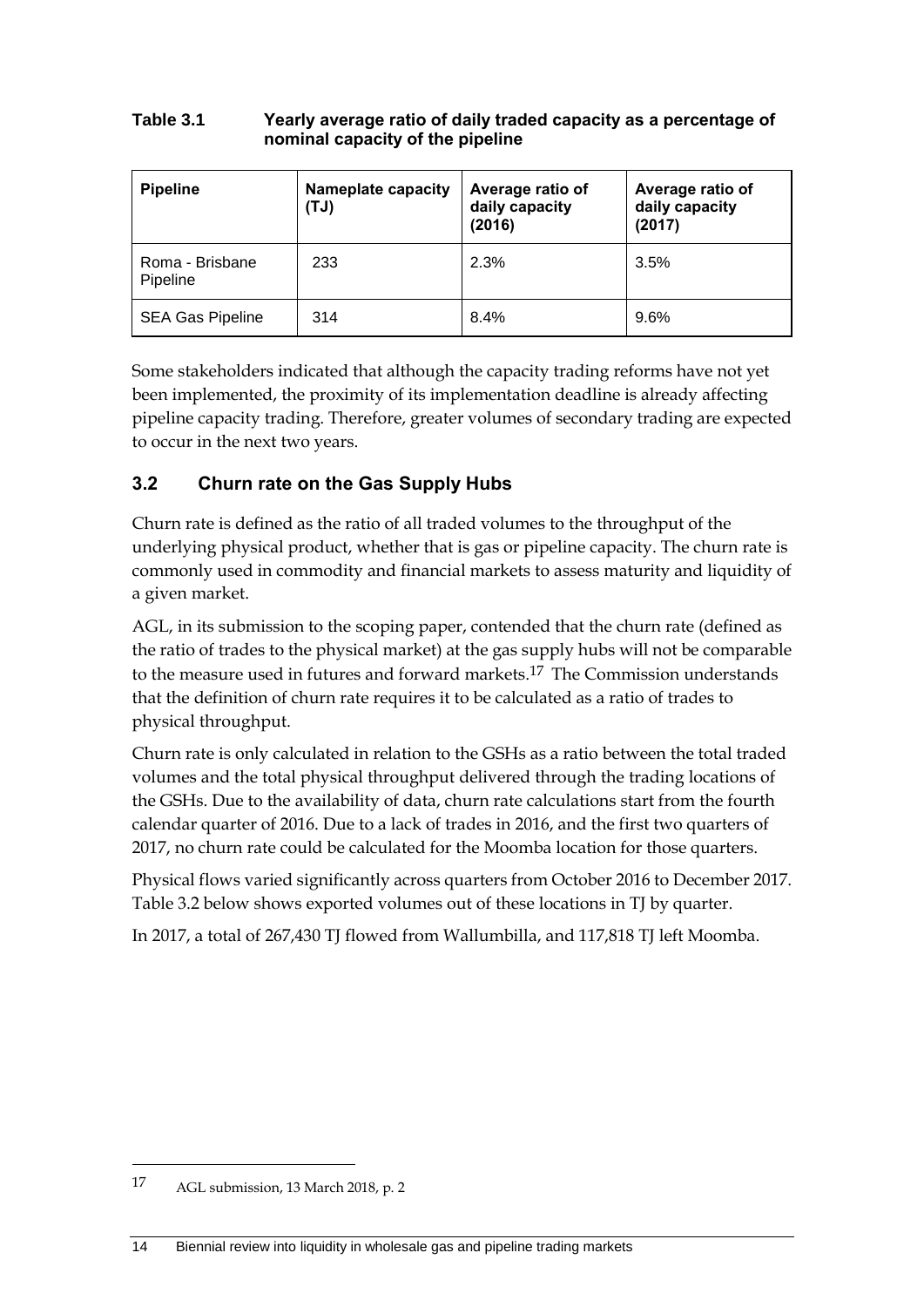**Table 3.1 Yearly average ratio of daily traded capacity as a percentage of nominal capacity of the pipeline**

| Pipeline | Nameplate capacity (TJ) | Average ratio of daily capacity (2016) | Average ratio of daily capacity (2017) |
|---|---|---|---|
| Roma - Brisbane Pipeline | 233 | 2.3% | 3.5% |
| SEA Gas Pipeline | 314 | 8.4% | 9.6% |

Some stakeholders indicated that although the capacity trading reforms have not yet been implemented, the proximity of its implementation deadline is already affecting pipeline capacity trading. Therefore, greater volumes of secondary trading are expected to occur in the next two years.

## 3.2 Churn rate on the Gas Supply Hubs

Churn rate is defined as the ratio of all traded volumes to the throughput of the underlying physical product, whether that is gas or pipeline capacity. The churn rate is commonly used in commodity and financial markets to assess maturity and liquidity of a given market.

AGL, in its submission to the scoping paper, contended that the churn rate (defined as the ratio of trades to the physical market) at the gas supply hubs will not be comparable to the measure used in futures and forward markets.[17] The Commission understands that the definition of churn rate requires it to be calculated as a ratio of trades to physical throughput.

Churn rate is only calculated in relation to the GSHs as a ratio between the total traded volumes and the total physical throughput delivered through the trading locations of the GSHs. Due to the availability of data, churn rate calculations start from the fourth calendar quarter of 2016. Due to a lack of trades in 2016, and the first two quarters of 2017, no churn rate could be calculated for the Moomba location for those quarters.

Physical flows varied significantly across quarters from October 2016 to December 2017. Table 3.2 below shows exported volumes out of these locations in TJ by quarter.

In 2017, a total of 267,430 TJ flowed from Wallumbilla, and 117,818 TJ left Moomba.

---

17 AGL submission, 13 March 2018, p. 2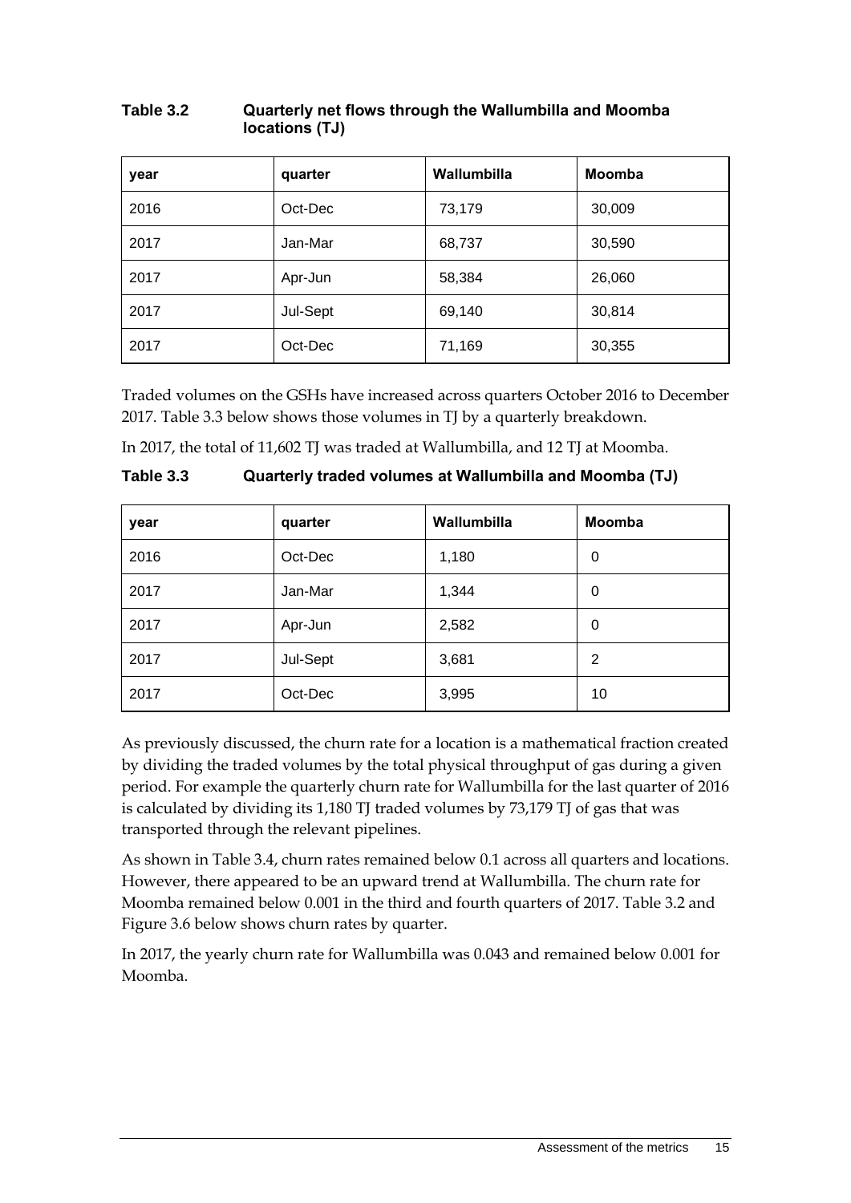**Table 3.2 Quarterly net flows through the Wallumbilla and Moomba locations (TJ)**

| year | quarter | Wallumbilla | Moomba |
|---|---|---|---|
| 2016 | Oct-Dec | 73,179 | 30,009 |
| 2017 | Jan-Mar | 68,737 | 30,590 |
| 2017 | Apr-Jun | 58,384 | 26,060 |
| 2017 | Jul-Sept | 69,140 | 30,814 |
| 2017 | Oct-Dec | 71,169 | 30,355 |

Traded volumes on the GSHs have increased across quarters October 2016 to December 2017. Table 3.3 below shows those volumes in TJ by a quarterly breakdown.

In 2017, the total of 11,602 TJ was traded at Wallumbilla, and 12 TJ at Moomba.

**Table 3.3 Quarterly traded volumes at Wallumbilla and Moomba (TJ)**

| year | quarter | Wallumbilla | Moomba |
|---|---|---|---|
| 2016 | Oct-Dec | 1,180 | 0 |
| 2017 | Jan-Mar | 1,344 | 0 |
| 2017 | Apr-Jun | 2,582 | 0 |
| 2017 | Jul-Sept | 3,681 | 2 |
| 2017 | Oct-Dec | 3,995 | 10 |

As previously discussed, the churn rate for a location is a mathematical fraction created by dividing the traded volumes by the total physical throughput of gas during a given period. For example the quarterly churn rate for Wallumbilla for the last quarter of 2016 is calculated by dividing its 1,180 TJ traded volumes by 73,179 TJ of gas that was transported through the relevant pipelines.

As shown in Table 3.4, churn rates remained below 0.1 across all quarters and locations. However, there appeared to be an upward trend at Wallumbilla. The churn rate for Moomba remained below 0.001 in the third and fourth quarters of 2017. Table 3.2 and Figure 3.6 below shows churn rates by quarter.

In 2017, the yearly churn rate for Wallumbilla was 0.043 and remained below 0.001 for Moomba.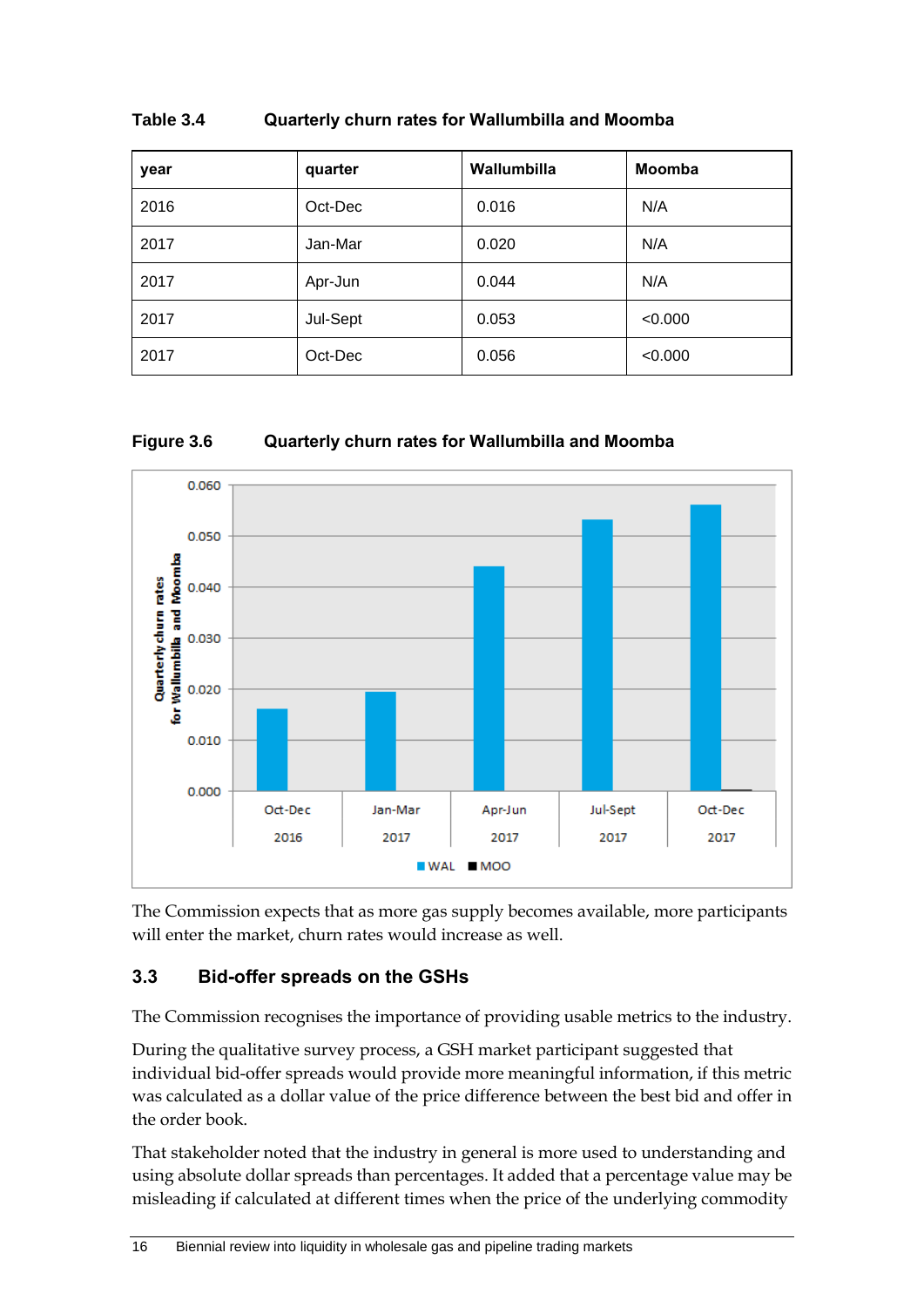**Table 3.4 Quarterly churn rates for Wallumbilla and Moomba**

| year | quarter | Wallumbilla | Moomba |
|---|---|---|---|
| 2016 | Oct-Dec | 0.016 | N/A |
| 2017 | Jan-Mar | 0.020 | N/A |
| 2017 | Apr-Jun | 0.044 | N/A |
| 2017 | Jul-Sept | 0.053 | <0.000 |
| 2017 | Oct-Dec | 0.056 | <0.000 |

**Figure 3.6 Quarterly churn rates for Wallumbilla and Moomba**

The Commission expects that as more gas supply becomes available, more participants will enter the market, churn rates would increase as well.

## 3.3 Bid-offer spreads on the GSHs

The Commission recognises the importance of providing usable metrics to the industry.

During the qualitative survey process, a GSH market participant suggested that individual bid-offer spreads would provide more meaningful information, if this metric was calculated as a dollar value of the price difference between the best bid and offer in the order book.

That stakeholder noted that the industry in general is more used to understanding and using absolute dollar spreads than percentages. It added that a percentage value may be misleading if calculated at different times when the price of the underlying commodity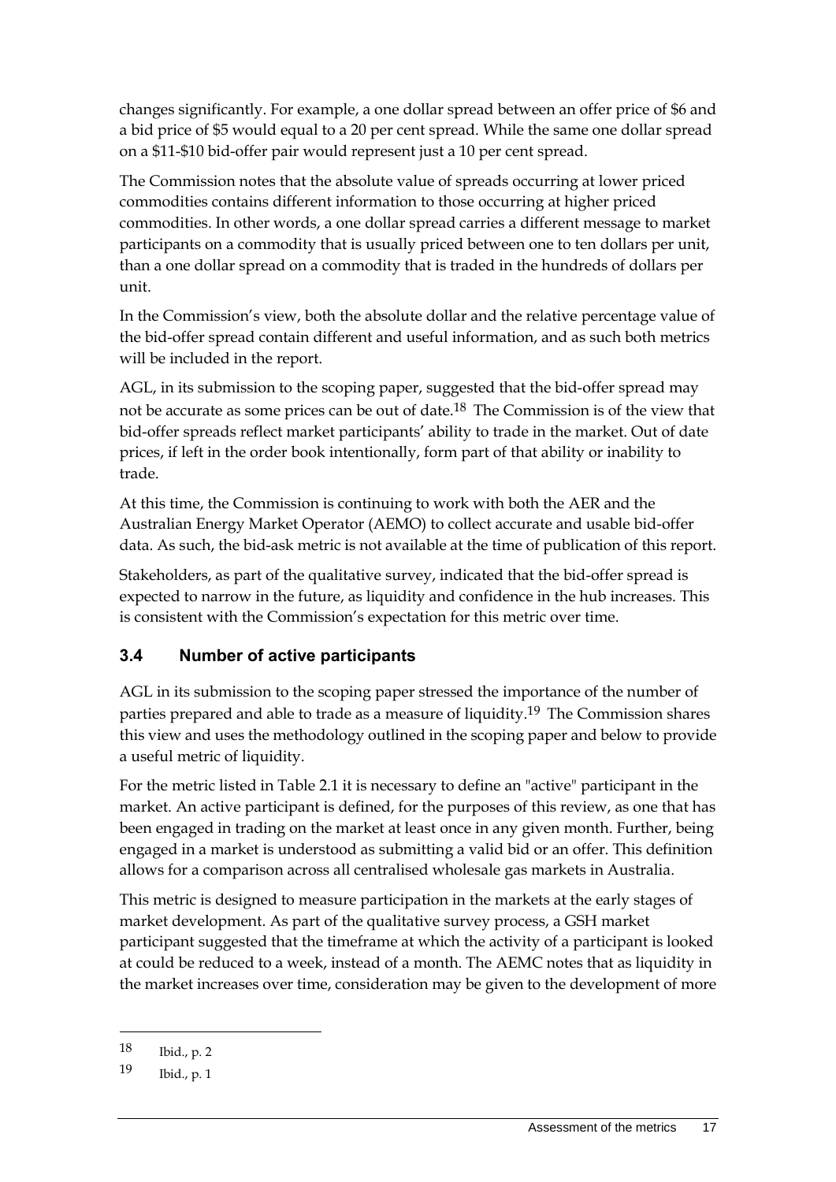changes significantly. For example, a one dollar spread between an offer price of $6 and a bid price of $5 would equal to a 20 per cent spread. While the same one dollar spread on a $11-$10 bid-offer pair would represent just a 10 per cent spread.

The Commission notes that the absolute value of spreads occurring at lower priced commodities contains different information to those occurring at higher priced commodities. In other words, a one dollar spread carries a different message to market participants on a commodity that is usually priced between one to ten dollars per unit, than a one dollar spread on a commodity that is traded in the hundreds of dollars per unit.

In the Commission's view, both the absolute dollar and the relative percentage value of the bid-offer spread contain different and useful information, and as such both metrics will be included in the report.

AGL, in its submission to the scoping paper, suggested that the bid-offer spread may not be accurate as some prices can be out of date.[18] The Commission is of the view that bid-offer spreads reflect market participants' ability to trade in the market. Out of date prices, if left in the order book intentionally, form part of that ability or inability to trade.

At this time, the Commission is continuing to work with both the AER and the Australian Energy Market Operator (AEMO) to collect accurate and usable bid-offer data. As such, the bid-ask metric is not available at the time of publication of this report.

Stakeholders, as part of the qualitative survey, indicated that the bid-offer spread is expected to narrow in the future, as liquidity and confidence in the hub increases. This is consistent with the Commission's expectation for this metric over time.

## 3.4 Number of active participants

AGL in its submission to the scoping paper stressed the importance of the number of parties prepared and able to trade as a measure of liquidity.[19] The Commission shares this view and uses the methodology outlined in the scoping paper and below to provide a useful metric of liquidity.

For the metric listed in Table 2.1 it is necessary to define an "active" participant in the market. An active participant is defined, for the purposes of this review, as one that has been engaged in trading on the market at least once in any given month. Further, being engaged in a market is understood as submitting a valid bid or an offer. This definition allows for a comparison across all centralised wholesale gas markets in Australia.

This metric is designed to measure participation in the markets at the early stages of market development. As part of the qualitative survey process, a GSH market participant suggested that the timeframe at which the activity of a participant is looked at could be reduced to a week, instead of a month. The AEMC notes that as liquidity in the market increases over time, consideration may be given to the development of more

18 Ibid., p. 2

19 Ibid., p. 1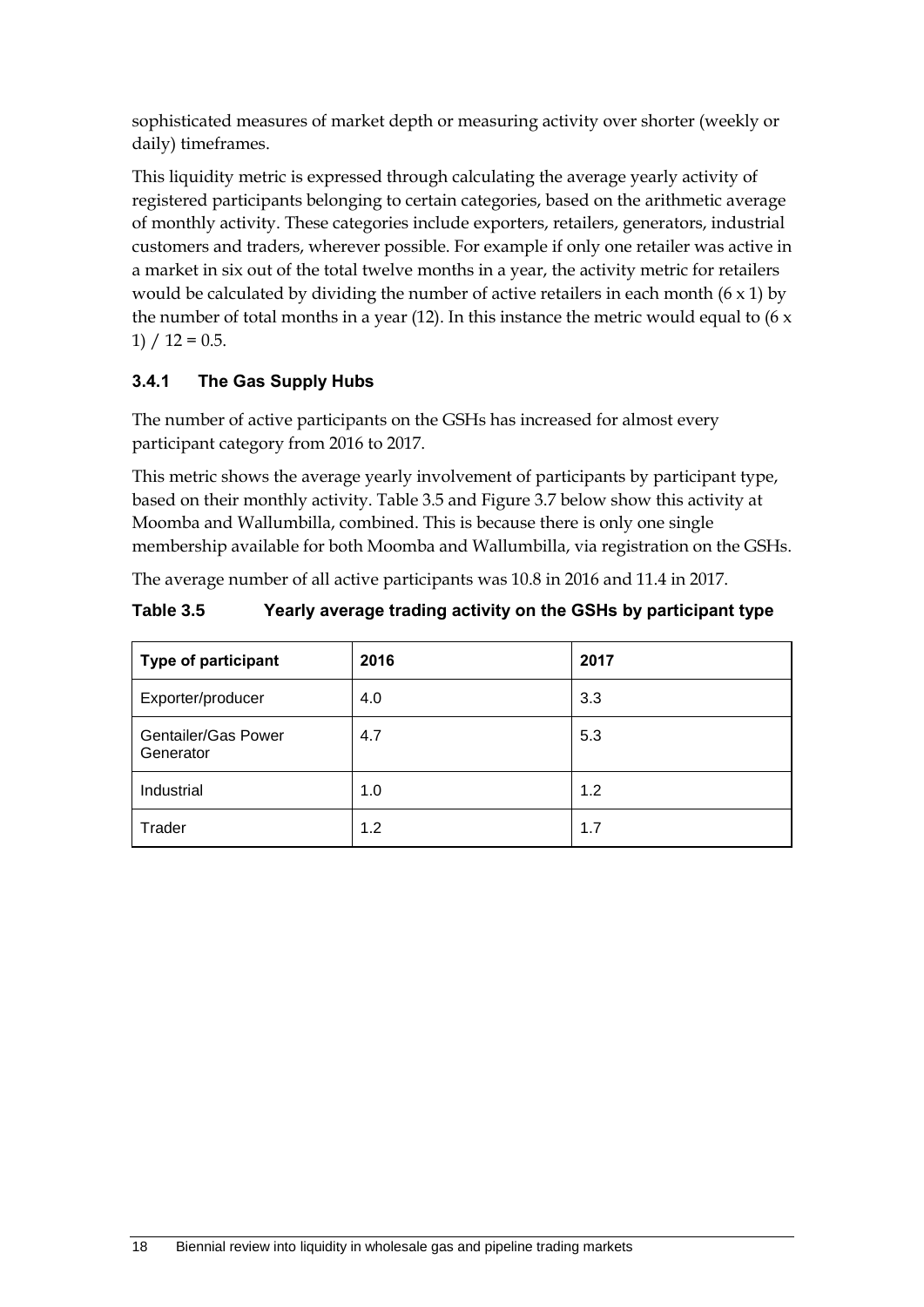sophisticated measures of market depth or measuring activity over shorter (weekly or daily) timeframes.

This liquidity metric is expressed through calculating the average yearly activity of registered participants belonging to certain categories, based on the arithmetic average of monthly activity. These categories include exporters, retailers, generators, industrial customers and traders, wherever possible. For example if only one retailer was active in a market in six out of the total twelve months in a year, the activity metric for retailers would be calculated by dividing the number of active retailers in each month (6 x 1) by the number of total months in a year (12). In this instance the metric would equal to (6 x 1) / 12 = 0.5.

### 3.4.1 The Gas Supply Hubs

The number of active participants on the GSHs has increased for almost every participant category from 2016 to 2017.

This metric shows the average yearly involvement of participants by participant type, based on their monthly activity. Table 3.5 and Figure 3.7 below show this activity at Moomba and Wallumbilla, combined. This is because there is only one single membership available for both Moomba and Wallumbilla, via registration on the GSHs.

The average number of all active participants was 10.8 in 2016 and 11.4 in 2017.

**Table 3.5 Yearly average trading activity on the GSHs by participant type**

| Type of participant | 2016 | 2017 |
|---|---|---|
| Exporter/producer | 4.0 | 3.3 |
| Gentailer/Gas Power Generator | 4.7 | 5.3 |
| Industrial | 1.0 | 1.2 |
| Trader | 1.2 | 1.7 |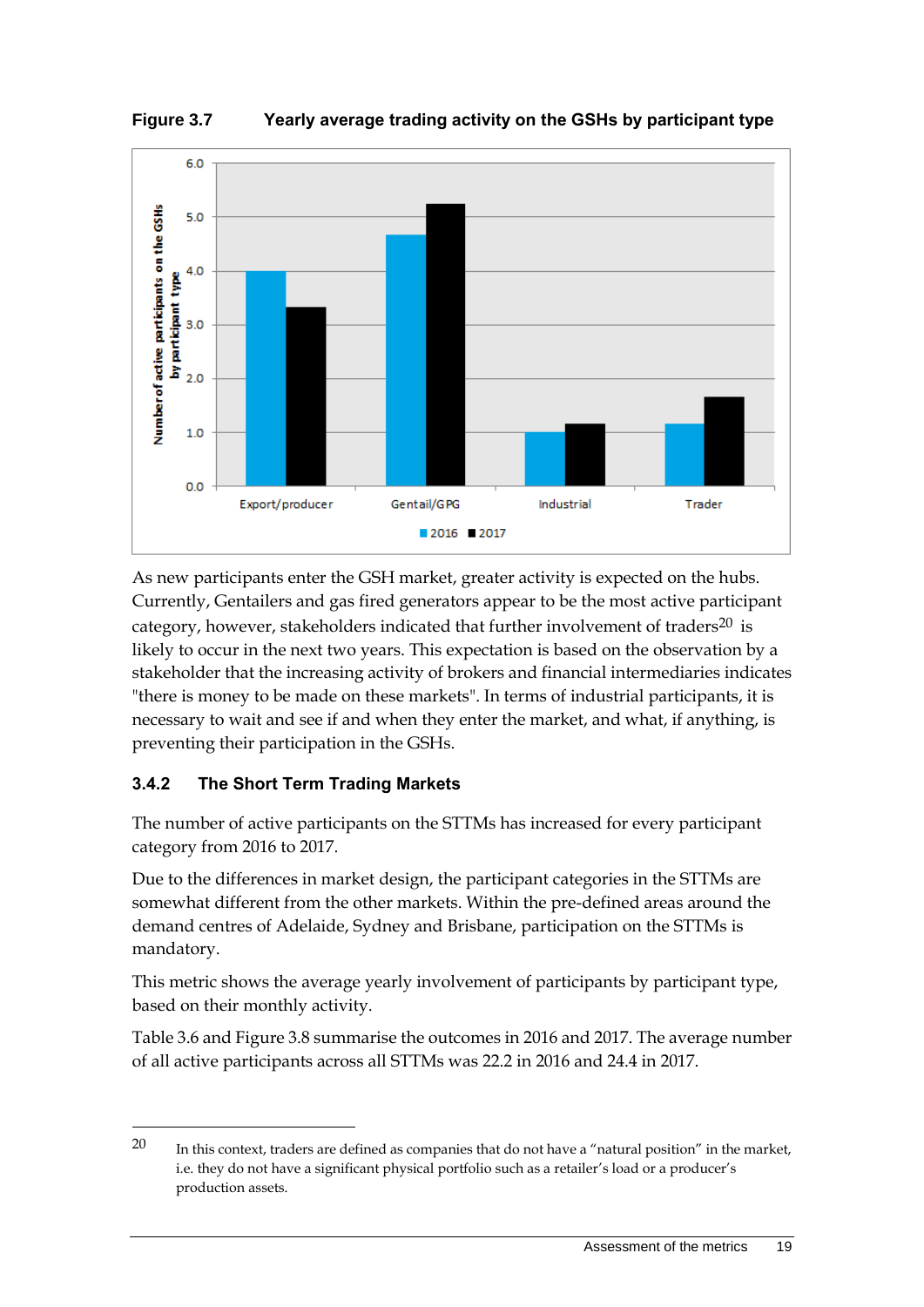**Figure 3.7 Yearly average trading activity on the GSHs by participant type**

As new participants enter the GSH market, greater activity is expected on the hubs. Currently, Gentailers and gas fired generators appear to be the most active participant category, however, stakeholders indicated that further involvement of traders[20] is likely to occur in the next two years. This expectation is based on the observation by a stakeholder that the increasing activity of brokers and financial intermediaries indicates "there is money to be made on these markets". In terms of industrial participants, it is necessary to wait and see if and when they enter the market, and what, if anything, is preventing their participation in the GSHs.

### 3.4.2 The Short Term Trading Markets

The number of active participants on the STTMs has increased for every participant category from 2016 to 2017.

Due to the differences in market design, the participant categories in the STTMs are somewhat different from the other markets. Within the pre-defined areas around the demand centres of Adelaide, Sydney and Brisbane, participation on the STTMs is mandatory.

This metric shows the average yearly involvement of participants by participant type, based on their monthly activity.

Table 3.6 and Figure 3.8 summarise the outcomes in 2016 and 2017. The average number of all active participants across all STTMs was 22.2 in 2016 and 24.4 in 2017.

---

20 In this context, traders are defined as companies that do not have a "natural position" in the market, i.e. they do not have a significant physical portfolio such as a retailer's load or a producer's production assets.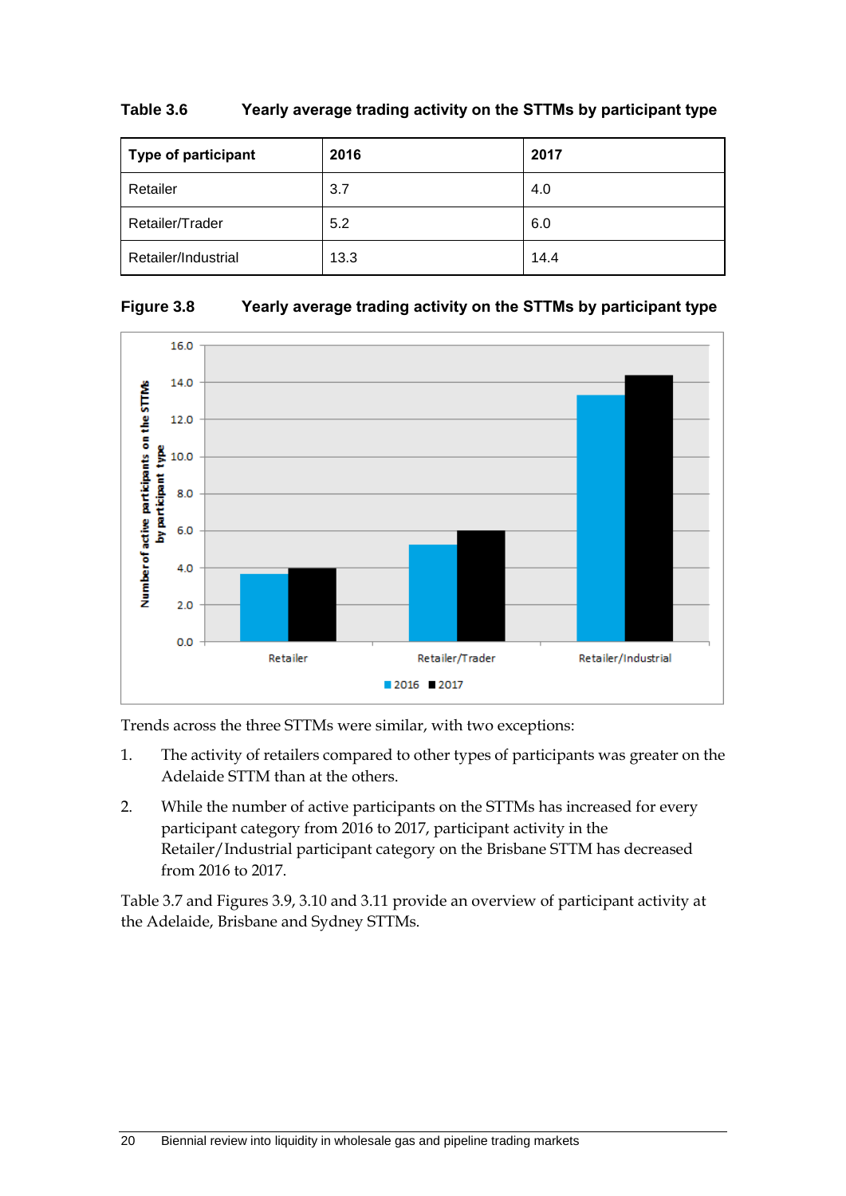**Table 3.6 Yearly average trading activity on the STTMs by participant type**

| Type of participant | 2016 | 2017 |
|---|---|---|
| Retailer | 3.7 | 4.0 |
| Retailer/Trader | 5.2 | 6.0 |
| Retailer/Industrial | 13.3 | 14.4 |

**Figure 3.8 Yearly average trading activity on the STTMs by participant type**

Trends across the three STTMs were similar, with two exceptions:

1. The activity of retailers compared to other types of participants was greater on the Adelaide STTM than at the others.
2. While the number of active participants on the STTMs has increased for every participant category from 2016 to 2017, participant activity in the Retailer/Industrial participant category on the Brisbane STTM has decreased from 2016 to 2017.

Table 3.7 and Figures 3.9, 3.10 and 3.11 provide an overview of participant activity at the Adelaide, Brisbane and Sydney STTMs.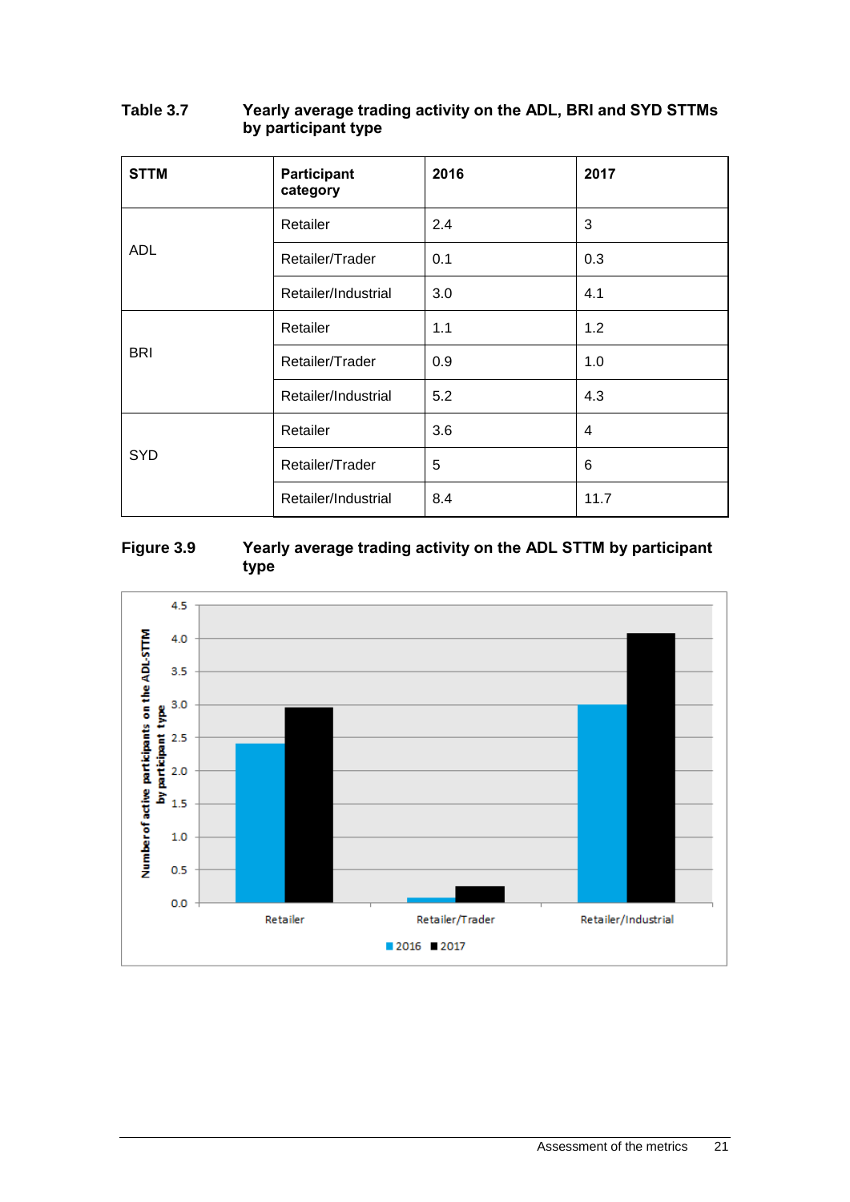**Table 3.7 Yearly average trading activity on the ADL, BRI and SYD STTMs by participant type**

| STTM | Participant category | 2016 | 2017 |
|---|---|---|---|
| ADL | Retailer | 2.4 | 3 |
| | Retailer/Trader | 0.1 | 0.3 |
| | Retailer/Industrial | 3.0 | 4.1 |
| BRI | Retailer | 1.1 | 1.2 |
| | Retailer/Trader | 0.9 | 1.0 |
| | Retailer/Industrial | 5.2 | 4.3 |
| SYD | Retailer | 3.6 | 4 |
| | Retailer/Trader | 5 | 6 |
| | Retailer/Industrial | 8.4 | 11.7 |

**Figure 3.9 Yearly average trading activity on the ADL STTM by participant type**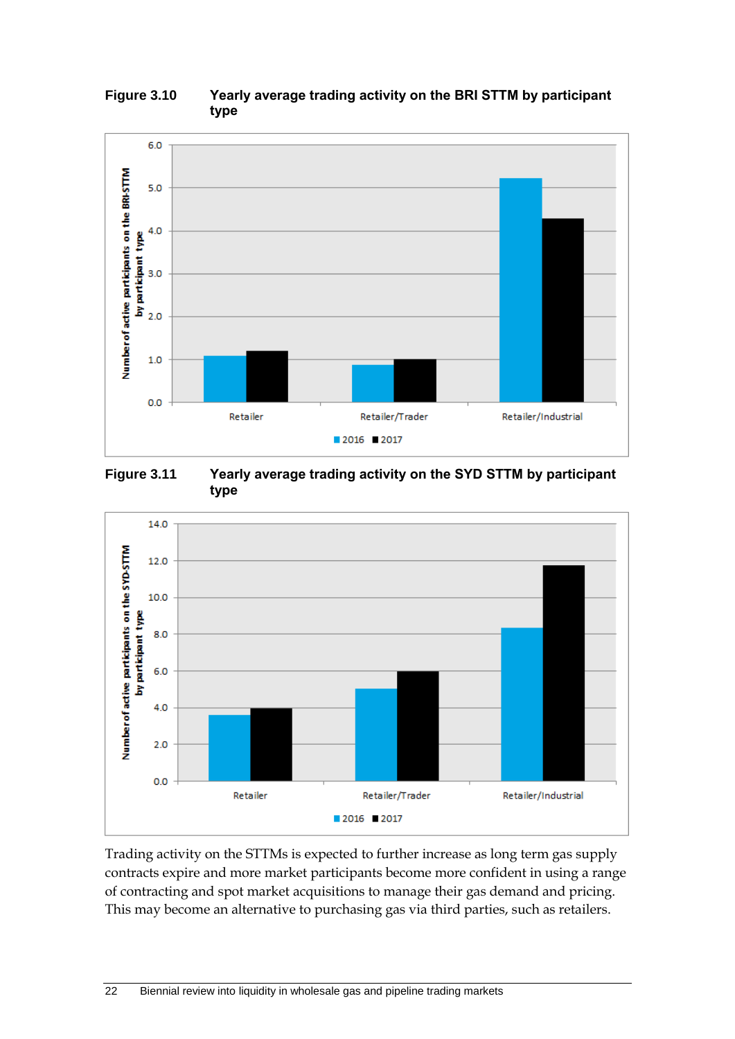**Figure 3.10 Yearly average trading activity on the BRI STTM by participant type**

**Figure 3.11 Yearly average trading activity on the SYD STTM by participant type**

Trading activity on the STTMs is expected to further increase as long term gas supply contracts expire and more market participants become more confident in using a range of contracting and spot market acquisitions to manage their gas demand and pricing. This may become an alternative to purchasing gas via third parties, such as retailers.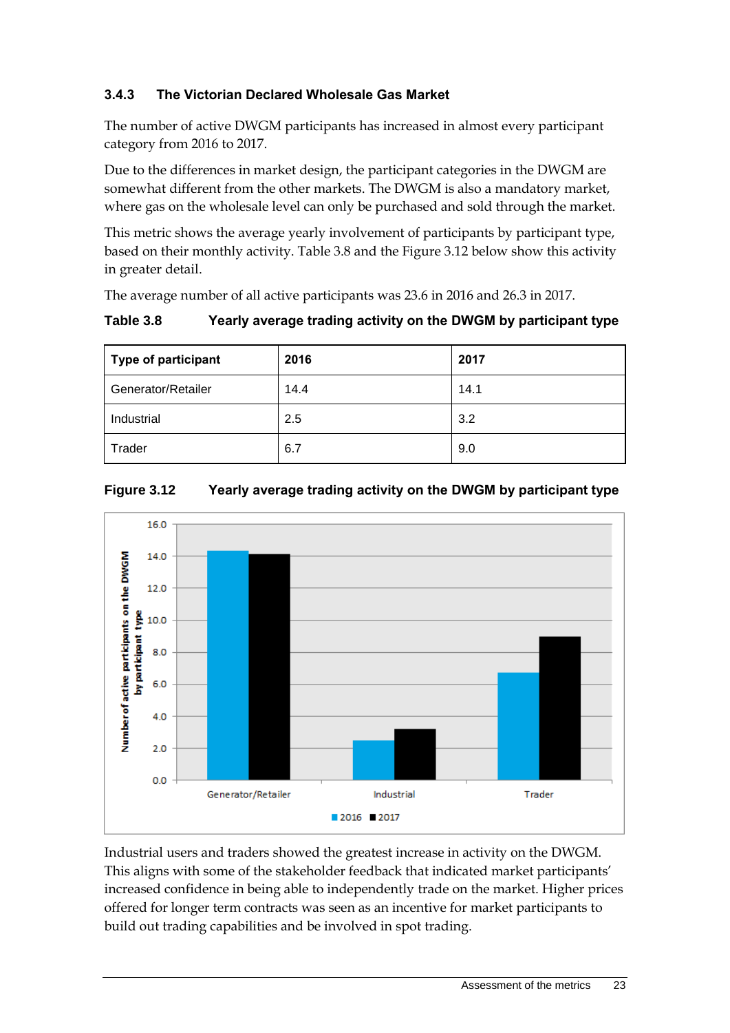### 3.4.3 The Victorian Declared Wholesale Gas Market

The number of active DWGM participants has increased in almost every participant category from 2016 to 2017.

Due to the differences in market design, the participant categories in the DWGM are somewhat different from the other markets. The DWGM is also a mandatory market, where gas on the wholesale level can only be purchased and sold through the market.

This metric shows the average yearly involvement of participants by participant type, based on their monthly activity. Table 3.8 and the Figure 3.12 below show this activity in greater detail.

The average number of all active participants was 23.6 in 2016 and 26.3 in 2017.

**Table 3.8 Yearly average trading activity on the DWGM by participant type**

| Type of participant | 2016 | 2017 |
| --- | --- | --- |
| Generator/Retailer | 14.4 | 14.1 |
| Industrial | 2.5 | 3.2 |
| Trader | 6.7 | 9.0 |

**Figure 3.12 Yearly average trading activity on the DWGM by participant type**

Industrial users and traders showed the greatest increase in activity on the DWGM. This aligns with some of the stakeholder feedback that indicated market participants' increased confidence in being able to independently trade on the market. Higher prices offered for longer term contracts was seen as an incentive for market participants to build out trading capabilities and be involved in spot trading.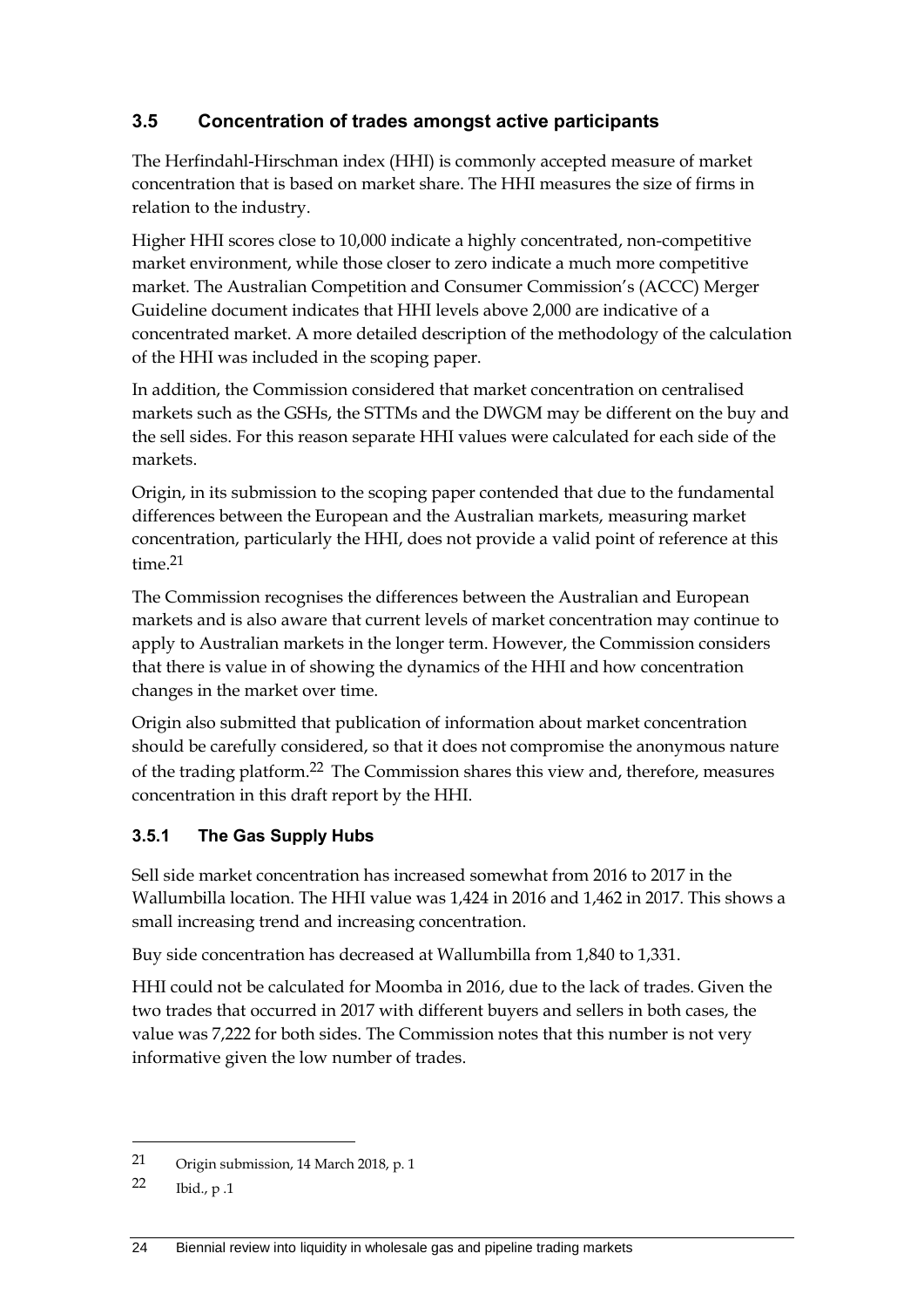## 3.5 Concentration of trades amongst active participants

The Herfindahl-Hirschman index (HHI) is commonly accepted measure of market concentration that is based on market share. The HHI measures the size of firms in relation to the industry.

Higher HHI scores close to 10,000 indicate a highly concentrated, non-competitive market environment, while those closer to zero indicate a much more competitive market. The Australian Competition and Consumer Commission's (ACCC) Merger Guideline document indicates that HHI levels above 2,000 are indicative of a concentrated market. A more detailed description of the methodology of the calculation of the HHI was included in the scoping paper.

In addition, the Commission considered that market concentration on centralised markets such as the GSHs, the STTMs and the DWGM may be different on the buy and the sell sides. For this reason separate HHI values were calculated for each side of the markets.

Origin, in its submission to the scoping paper contended that due to the fundamental differences between the European and the Australian markets, measuring market concentration, particularly the HHI, does not provide a valid point of reference at this time.[21]

The Commission recognises the differences between the Australian and European markets and is also aware that current levels of market concentration may continue to apply to Australian markets in the longer term. However, the Commission considers that there is value in of showing the dynamics of the HHI and how concentration changes in the market over time.

Origin also submitted that publication of information about market concentration should be carefully considered, so that it does not compromise the anonymous nature of the trading platform.[22] The Commission shares this view and, therefore, measures concentration in this draft report by the HHI.

### 3.5.1 The Gas Supply Hubs

Sell side market concentration has increased somewhat from 2016 to 2017 in the Wallumbilla location. The HHI value was 1,424 in 2016 and 1,462 in 2017. This shows a small increasing trend and increasing concentration.

Buy side concentration has decreased at Wallumbilla from 1,840 to 1,331.

HHI could not be calculated for Moomba in 2016, due to the lack of trades. Given the two trades that occurred in 2017 with different buyers and sellers in both cases, the value was 7,222 for both sides. The Commission notes that this number is not very informative given the low number of trades.

---

21 Origin submission, 14 March 2018, p. 1

22 Ibid., p .1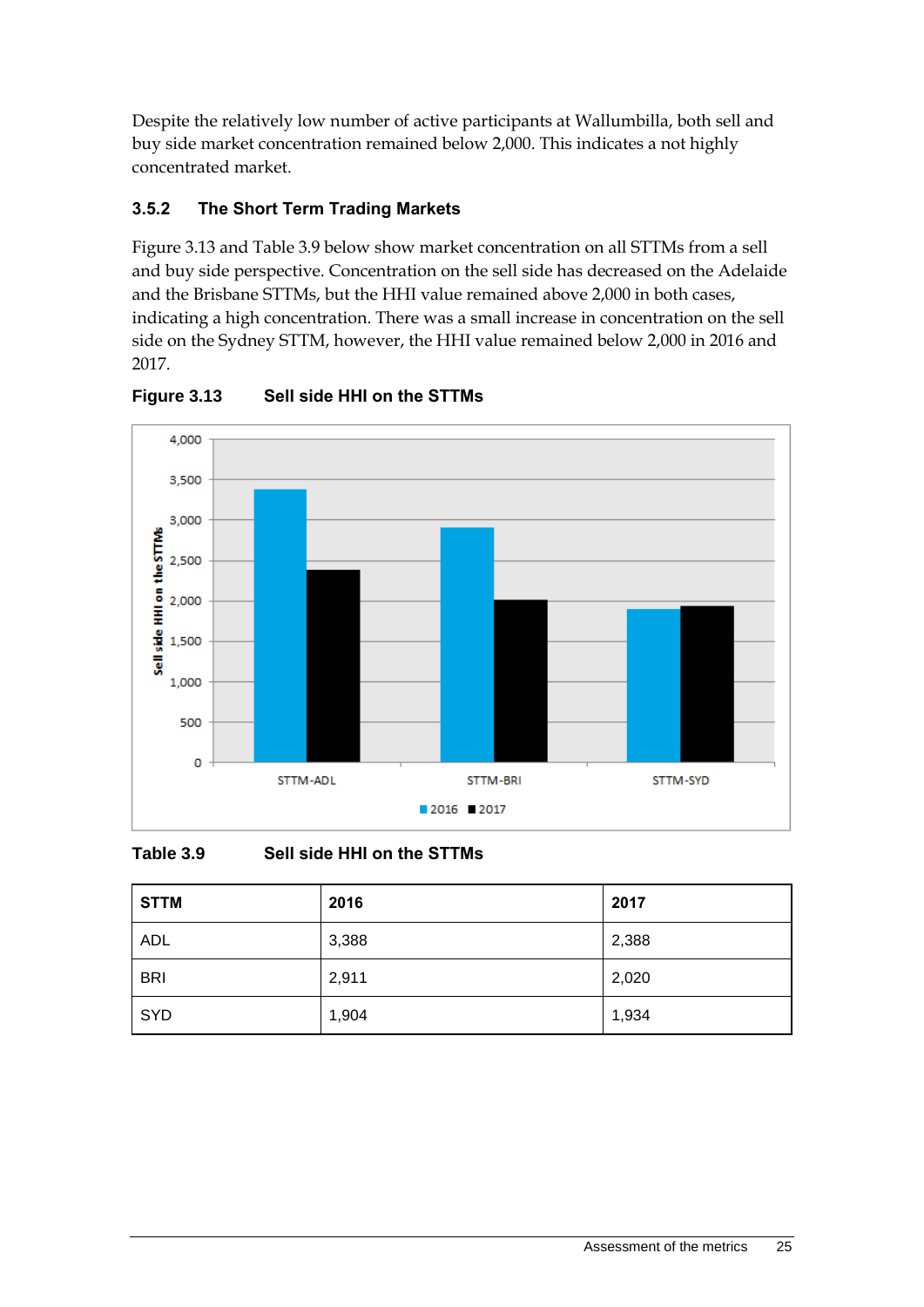Despite the relatively low number of active participants at Wallumbilla, both sell and buy side market concentration remained below 2,000. This indicates a not highly concentrated market.

### 3.5.2 The Short Term Trading Markets

Figure 3.13 and Table 3.9 below show market concentration on all STTMs from a sell and buy side perspective. Concentration on the sell side has decreased on the Adelaide and the Brisbane STTMs, but the HHI value remained above 2,000 in both cases, indicating a high concentration. There was a small increase in concentration on the sell side on the Sydney STTM, however, the HHI value remained below 2,000 in 2016 and 2017.

**Figure 3.13 Sell side HHI on the STTMs**

**Table 3.9 Sell side HHI on the STTMs**

| STTM | 2016 | 2017 |
|---|---|---|
| ADL | 3,388 | 2,388 |
| BRI | 2,911 | 2,020 |
| SYD | 1,904 | 1,934 |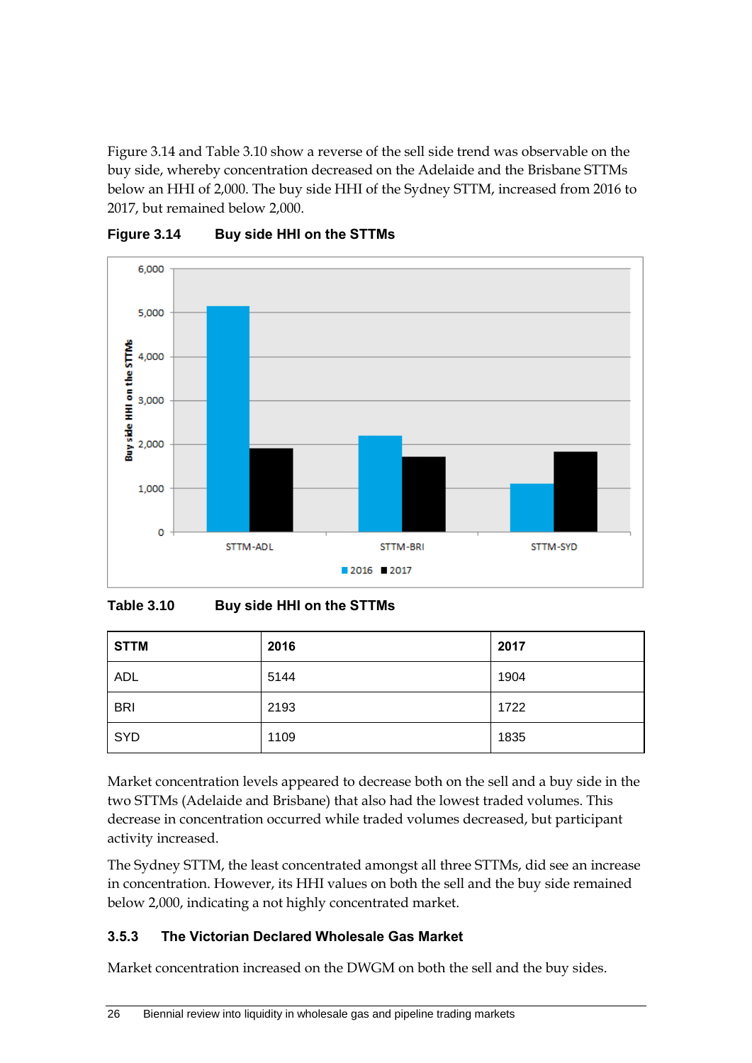Figure 3.14 and Table 3.10 show a reverse of the sell side trend was observable on the buy side, whereby concentration decreased on the Adelaide and the Brisbane STTMs below an HHI of 2,000. The buy side HHI of the Sydney STTM, increased from 2016 to 2017, but remained below 2,000.

**Figure 3.14 Buy side HHI on the STTMs**

**Table 3.10 Buy side HHI on the STTMs**

| STTM | 2016 | 2017 |
|---|---|---|
| ADL | 5144 | 1904 |
| BRI | 2193 | 1722 |
| SYD | 1109 | 1835 |

Market concentration levels appeared to decrease both on the sell and a buy side in the two STTMs (Adelaide and Brisbane) that also had the lowest traded volumes. This decrease in concentration occurred while traded volumes decreased, but participant activity increased.

The Sydney STTM, the least concentrated amongst all three STTMs, did see an increase in concentration. However, its HHI values on both the sell and the buy side remained below 2,000, indicating a not highly concentrated market.

### 3.5.3 The Victorian Declared Wholesale Gas Market

Market concentration increased on the DWGM on both the sell and the buy sides.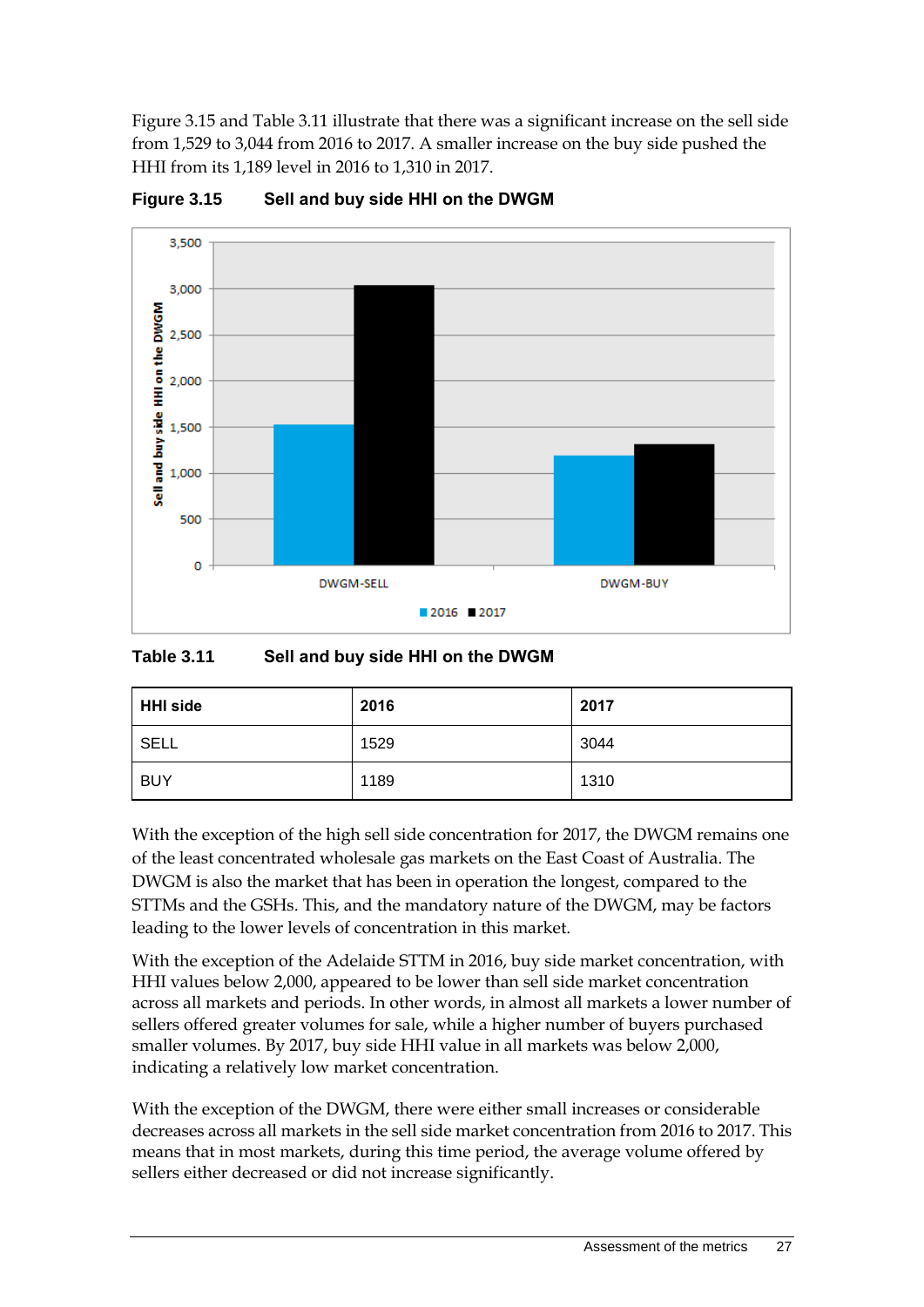Figure 3.15 and Table 3.11 illustrate that there was a significant increase on the sell side from 1,529 to 3,044 from 2016 to 2017. A smaller increase on the buy side pushed the HHI from its 1,189 level in 2016 to 1,310 in 2017.

**Figure 3.15 Sell and buy side HHI on the DWGM**

**Table 3.11 Sell and buy side HHI on the DWGM**

| HHI side | 2016 | 2017 |
|---|---|---|
| SELL | 1529 | 3044 |
| BUY | 1189 | 1310 |

With the exception of the high sell side concentration for 2017, the DWGM remains one of the least concentrated wholesale gas markets on the East Coast of Australia. The DWGM is also the market that has been in operation the longest, compared to the STTMs and the GSHs. This, and the mandatory nature of the DWGM, may be factors leading to the lower levels of concentration in this market.

With the exception of the Adelaide STTM in 2016, buy side market concentration, with HHI values below 2,000, appeared to be lower than sell side market concentration across all markets and periods. In other words, in almost all markets a lower number of sellers offered greater volumes for sale, while a higher number of buyers purchased smaller volumes. By 2017, buy side HHI value in all markets was below 2,000, indicating a relatively low market concentration.

With the exception of the DWGM, there were either small increases or considerable decreases across all markets in the sell side market concentration from 2016 to 2017. This means that in most markets, during this time period, the average volume offered by sellers either decreased or did not increase significantly.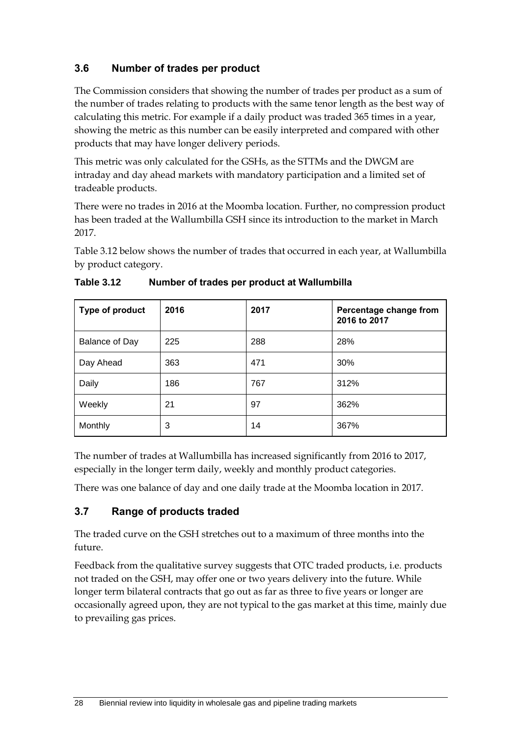## 3.6 Number of trades per product

The Commission considers that showing the number of trades per product as a sum of the number of trades relating to products with the same tenor length as the best way of calculating this metric. For example if a daily product was traded 365 times in a year, showing the metric as this number can be easily interpreted and compared with other products that may have longer delivery periods.

This metric was only calculated for the GSHs, as the STTMs and the DWGM are intraday and day ahead markets with mandatory participation and a limited set of tradeable products.

There were no trades in 2016 at the Moomba location. Further, no compression product has been traded at the Wallumbilla GSH since its introduction to the market in March 2017.

Table 3.12 below shows the number of trades that occurred in each year, at Wallumbilla by product category.

**Table 3.12 Number of trades per product at Wallumbilla**

| Type of product | 2016 | 2017 | Percentage change from 2016 to 2017 |
|---|---|---|---|
| Balance of Day | 225 | 288 | 28% |
| Day Ahead | 363 | 471 | 30% |
| Daily | 186 | 767 | 312% |
| Weekly | 21 | 97 | 362% |
| Monthly | 3 | 14 | 367% |

The number of trades at Wallumbilla has increased significantly from 2016 to 2017, especially in the longer term daily, weekly and monthly product categories.

There was one balance of day and one daily trade at the Moomba location in 2017.

## 3.7 Range of products traded

The traded curve on the GSH stretches out to a maximum of three months into the future.

Feedback from the qualitative survey suggests that OTC traded products, i.e. products not traded on the GSH, may offer one or two years delivery into the future. While longer term bilateral contracts that go out as far as three to five years or longer are occasionally agreed upon, they are not typical to the gas market at this time, mainly due to prevailing gas prices.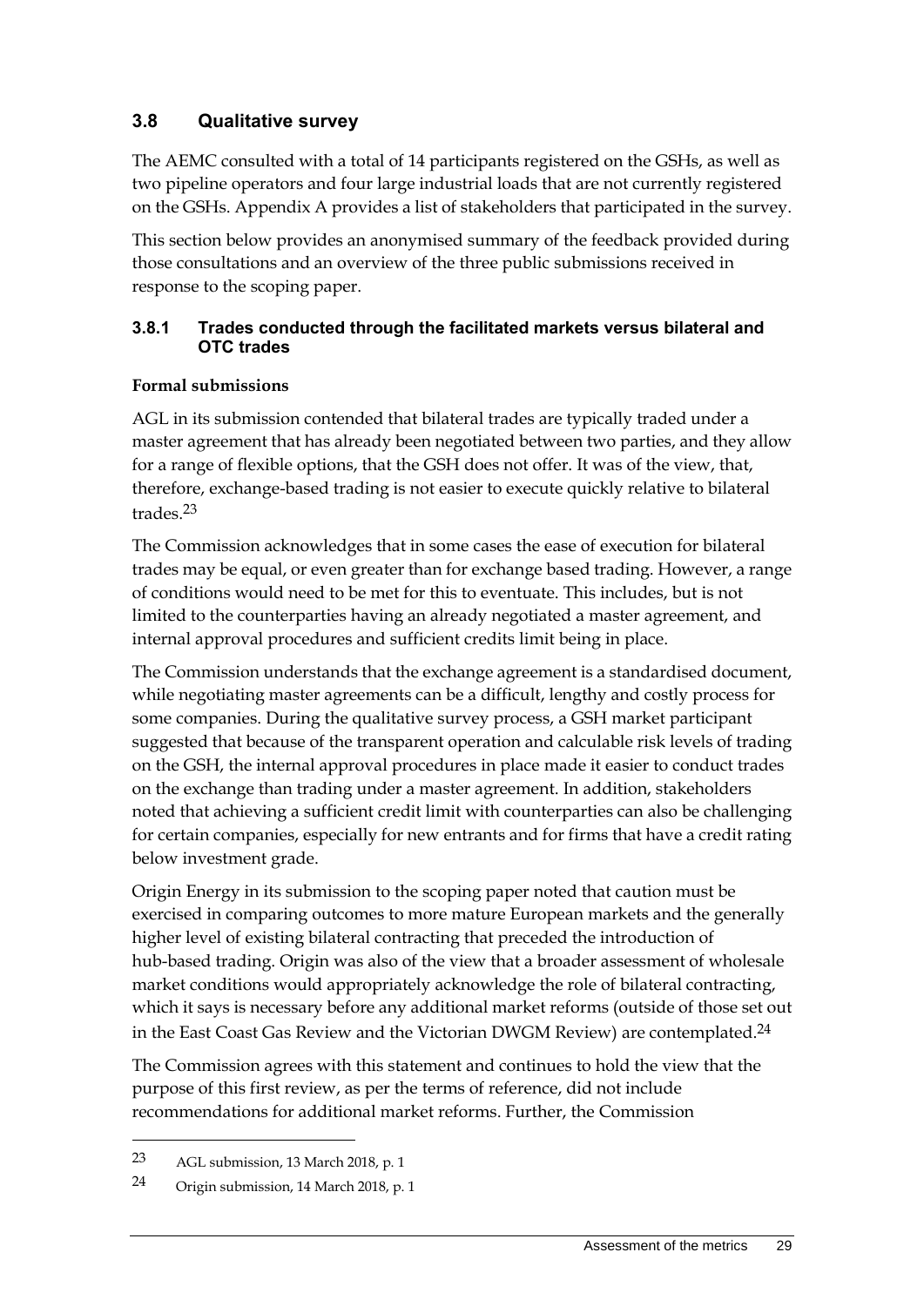## 3.8 Qualitative survey

The AEMC consulted with a total of 14 participants registered on the GSHs, as well as two pipeline operators and four large industrial loads that are not currently registered on the GSHs. Appendix A provides a list of stakeholders that participated in the survey.

This section below provides an anonymised summary of the feedback provided during those consultations and an overview of the three public submissions received in response to the scoping paper.

### 3.8.1 Trades conducted through the facilitated markets versus bilateral and OTC trades

**Formal submissions**

AGL in its submission contended that bilateral trades are typically traded under a master agreement that has already been negotiated between two parties, and they allow for a range of flexible options, that the GSH does not offer. It was of the view, that, therefore, exchange-based trading is not easier to execute quickly relative to bilateral trades.[23]

The Commission acknowledges that in some cases the ease of execution for bilateral trades may be equal, or even greater than for exchange based trading. However, a range of conditions would need to be met for this to eventuate. This includes, but is not limited to the counterparties having an already negotiated a master agreement, and internal approval procedures and sufficient credits limit being in place.

The Commission understands that the exchange agreement is a standardised document, while negotiating master agreements can be a difficult, lengthy and costly process for some companies. During the qualitative survey process, a GSH market participant suggested that because of the transparent operation and calculable risk levels of trading on the GSH, the internal approval procedures in place made it easier to conduct trades on the exchange than trading under a master agreement. In addition, stakeholders noted that achieving a sufficient credit limit with counterparties can also be challenging for certain companies, especially for new entrants and for firms that have a credit rating below investment grade.

Origin Energy in its submission to the scoping paper noted that caution must be exercised in comparing outcomes to more mature European markets and the generally higher level of existing bilateral contracting that preceded the introduction of hub-based trading. Origin was also of the view that a broader assessment of wholesale market conditions would appropriately acknowledge the role of bilateral contracting, which it says is necessary before any additional market reforms (outside of those set out in the East Coast Gas Review and the Victorian DWGM Review) are contemplated.[24]

The Commission agrees with this statement and continues to hold the view that the purpose of this first review, as per the terms of reference, did not include recommendations for additional market reforms. Further, the Commission

[23] AGL submission, 13 March 2018, p. 1

[24] Origin submission, 14 March 2018, p. 1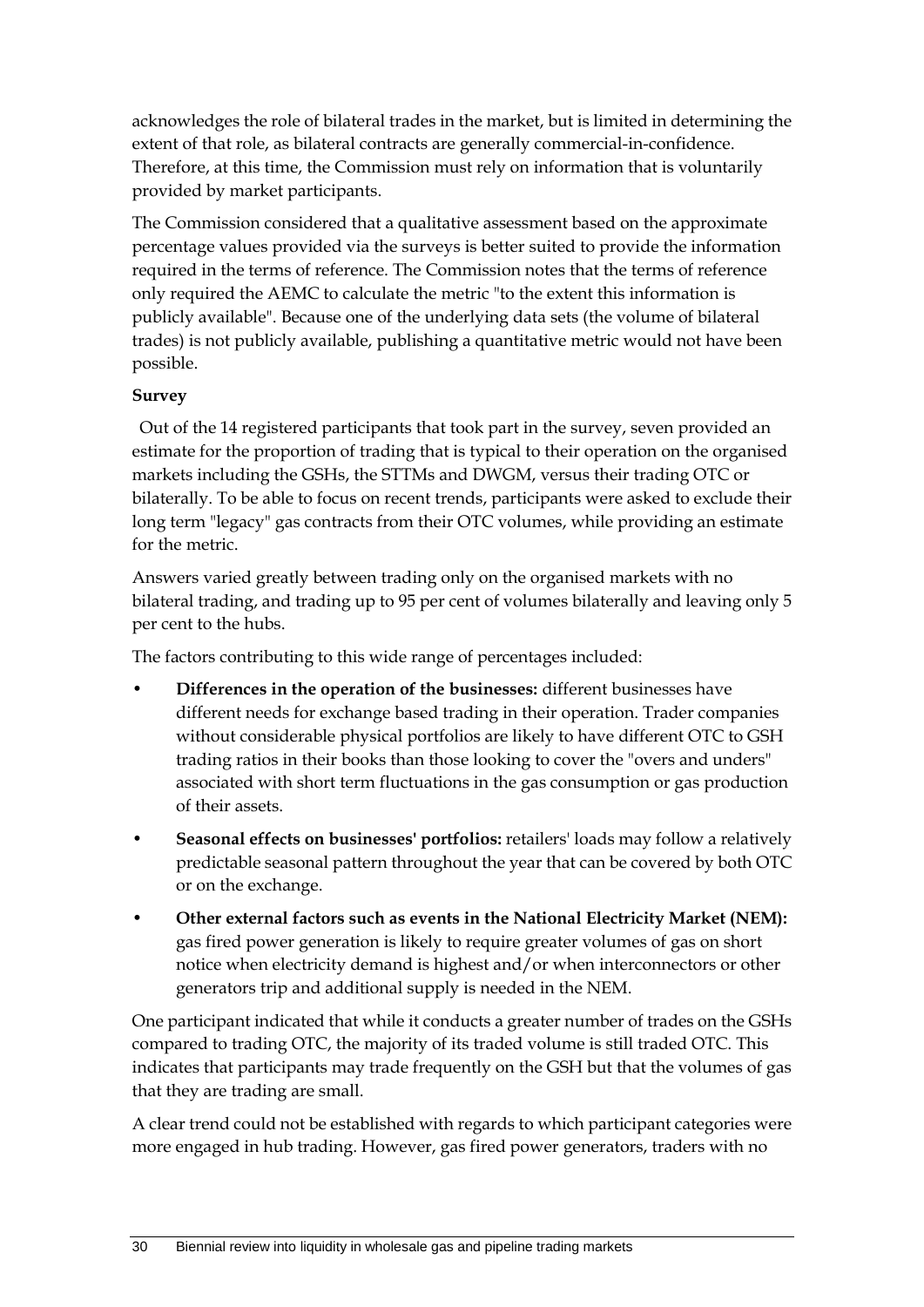acknowledges the role of bilateral trades in the market, but is limited in determining the extent of that role, as bilateral contracts are generally commercial-in-confidence. Therefore, at this time, the Commission must rely on information that is voluntarily provided by market participants.

The Commission considered that a qualitative assessment based on the approximate percentage values provided via the surveys is better suited to provide the information required in the terms of reference. The Commission notes that the terms of reference only required the AEMC to calculate the metric "to the extent this information is publicly available". Because one of the underlying data sets (the volume of bilateral trades) is not publicly available, publishing a quantitative metric would not have been possible.

**Survey**

Out of the 14 registered participants that took part in the survey, seven provided an estimate for the proportion of trading that is typical to their operation on the organised markets including the GSHs, the STTMs and DWGM, versus their trading OTC or bilaterally. To be able to focus on recent trends, participants were asked to exclude their long term "legacy" gas contracts from their OTC volumes, while providing an estimate for the metric.

Answers varied greatly between trading only on the organised markets with no bilateral trading, and trading up to 95 per cent of volumes bilaterally and leaving only 5 per cent to the hubs.

The factors contributing to this wide range of percentages included:

- **Differences in the operation of the businesses:** different businesses have different needs for exchange based trading in their operation. Trader companies without considerable physical portfolios are likely to have different OTC to GSH trading ratios in their books than those looking to cover the "overs and unders" associated with short term fluctuations in the gas consumption or gas production of their assets.
- **Seasonal effects on businesses' portfolios:** retailers' loads may follow a relatively predictable seasonal pattern throughout the year that can be covered by both OTC or on the exchange.
- **Other external factors such as events in the National Electricity Market (NEM):** gas fired power generation is likely to require greater volumes of gas on short notice when electricity demand is highest and/or when interconnectors or other generators trip and additional supply is needed in the NEM.

One participant indicated that while it conducts a greater number of trades on the GSHs compared to trading OTC, the majority of its traded volume is still traded OTC. This indicates that participants may trade frequently on the GSH but that the volumes of gas that they are trading are small.

A clear trend could not be established with regards to which participant categories were more engaged in hub trading. However, gas fired power generators, traders with no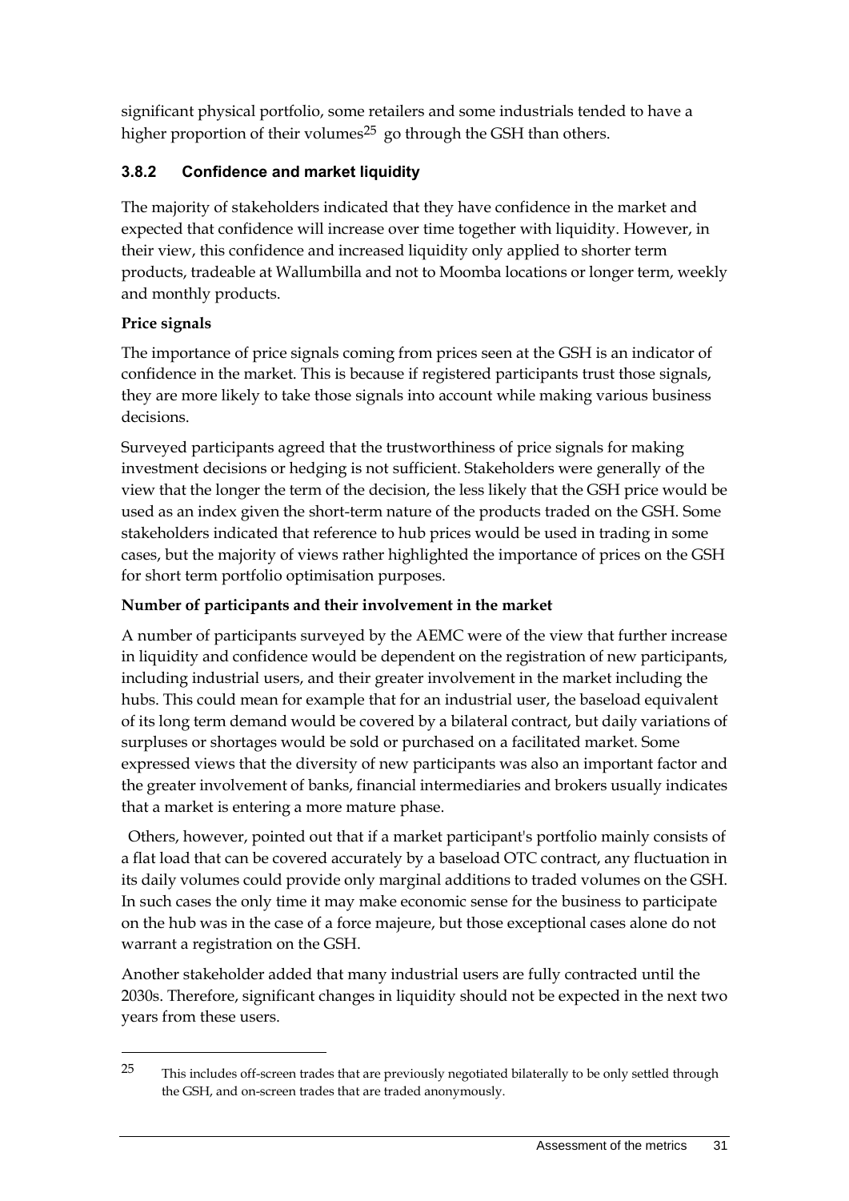significant physical portfolio, some retailers and some industrials tended to have a higher proportion of their volumes[25] go through the GSH than others.

### 3.8.2 Confidence and market liquidity

The majority of stakeholders indicated that they have confidence in the market and expected that confidence will increase over time together with liquidity. However, in their view, this confidence and increased liquidity only applied to shorter term products, tradeable at Wallumbilla and not to Moomba locations or longer term, weekly and monthly products.

**Price signals**

The importance of price signals coming from prices seen at the GSH is an indicator of confidence in the market. This is because if registered participants trust those signals, they are more likely to take those signals into account while making various business decisions.

Surveyed participants agreed that the trustworthiness of price signals for making investment decisions or hedging is not sufficient. Stakeholders were generally of the view that the longer the term of the decision, the less likely that the GSH price would be used as an index given the short-term nature of the products traded on the GSH. Some stakeholders indicated that reference to hub prices would be used in trading in some cases, but the majority of views rather highlighted the importance of prices on the GSH for short term portfolio optimisation purposes.

**Number of participants and their involvement in the market**

A number of participants surveyed by the AEMC were of the view that further increase in liquidity and confidence would be dependent on the registration of new participants, including industrial users, and their greater involvement in the market including the hubs. This could mean for example that for an industrial user, the baseload equivalent of its long term demand would be covered by a bilateral contract, but daily variations of surpluses or shortages would be sold or purchased on a facilitated market. Some expressed views that the diversity of new participants was also an important factor and the greater involvement of banks, financial intermediaries and brokers usually indicates that a market is entering a more mature phase.

Others, however, pointed out that if a market participant's portfolio mainly consists of a flat load that can be covered accurately by a baseload OTC contract, any fluctuation in its daily volumes could provide only marginal additions to traded volumes on the GSH. In such cases the only time it may make economic sense for the business to participate on the hub was in the case of a force majeure, but those exceptional cases alone do not warrant a registration on the GSH.

Another stakeholder added that many industrial users are fully contracted until the 2030s. Therefore, significant changes in liquidity should not be expected in the next two years from these users.

---

[25] This includes off-screen trades that are previously negotiated bilaterally to be only settled through the GSH, and on-screen trades that are traded anonymously.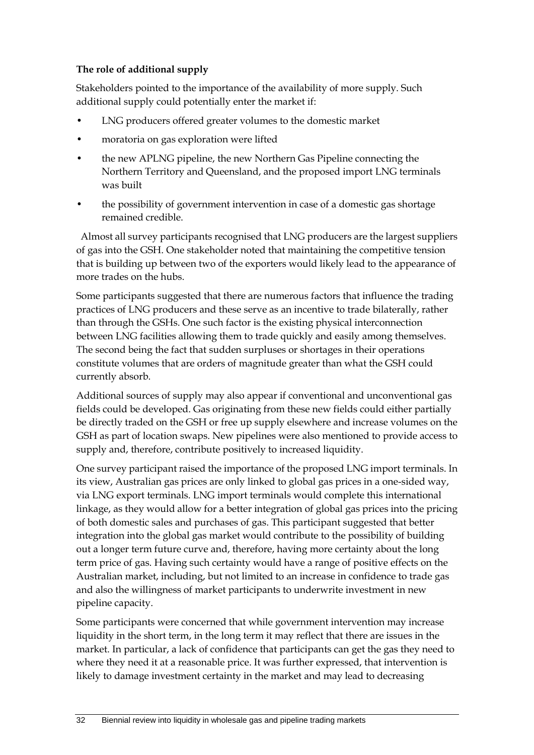**The role of additional supply**

Stakeholders pointed to the importance of the availability of more supply. Such additional supply could potentially enter the market if:

- LNG producers offered greater volumes to the domestic market
- moratoria on gas exploration were lifted
- the new APLNG pipeline, the new Northern Gas Pipeline connecting the Northern Territory and Queensland, and the proposed import LNG terminals was built
- the possibility of government intervention in case of a domestic gas shortage remained credible.

Almost all survey participants recognised that LNG producers are the largest suppliers of gas into the GSH. One stakeholder noted that maintaining the competitive tension that is building up between two of the exporters would likely lead to the appearance of more trades on the hubs.

Some participants suggested that there are numerous factors that influence the trading practices of LNG producers and these serve as an incentive to trade bilaterally, rather than through the GSHs. One such factor is the existing physical interconnection between LNG facilities allowing them to trade quickly and easily among themselves. The second being the fact that sudden surpluses or shortages in their operations constitute volumes that are orders of magnitude greater than what the GSH could currently absorb.

Additional sources of supply may also appear if conventional and unconventional gas fields could be developed. Gas originating from these new fields could either partially be directly traded on the GSH or free up supply elsewhere and increase volumes on the GSH as part of location swaps. New pipelines were also mentioned to provide access to supply and, therefore, contribute positively to increased liquidity.

One survey participant raised the importance of the proposed LNG import terminals. In its view, Australian gas prices are only linked to global gas prices in a one-sided way, via LNG export terminals. LNG import terminals would complete this international linkage, as they would allow for a better integration of global gas prices into the pricing of both domestic sales and purchases of gas. This participant suggested that better integration into the global gas market would contribute to the possibility of building out a longer term future curve and, therefore, having more certainty about the long term price of gas. Having such certainty would have a range of positive effects on the Australian market, including, but not limited to an increase in confidence to trade gas and also the willingness of market participants to underwrite investment in new pipeline capacity.

Some participants were concerned that while government intervention may increase liquidity in the short term, in the long term it may reflect that there are issues in the market. In particular, a lack of confidence that participants can get the gas they need to where they need it at a reasonable price. It was further expressed, that intervention is likely to damage investment certainty in the market and may lead to decreasing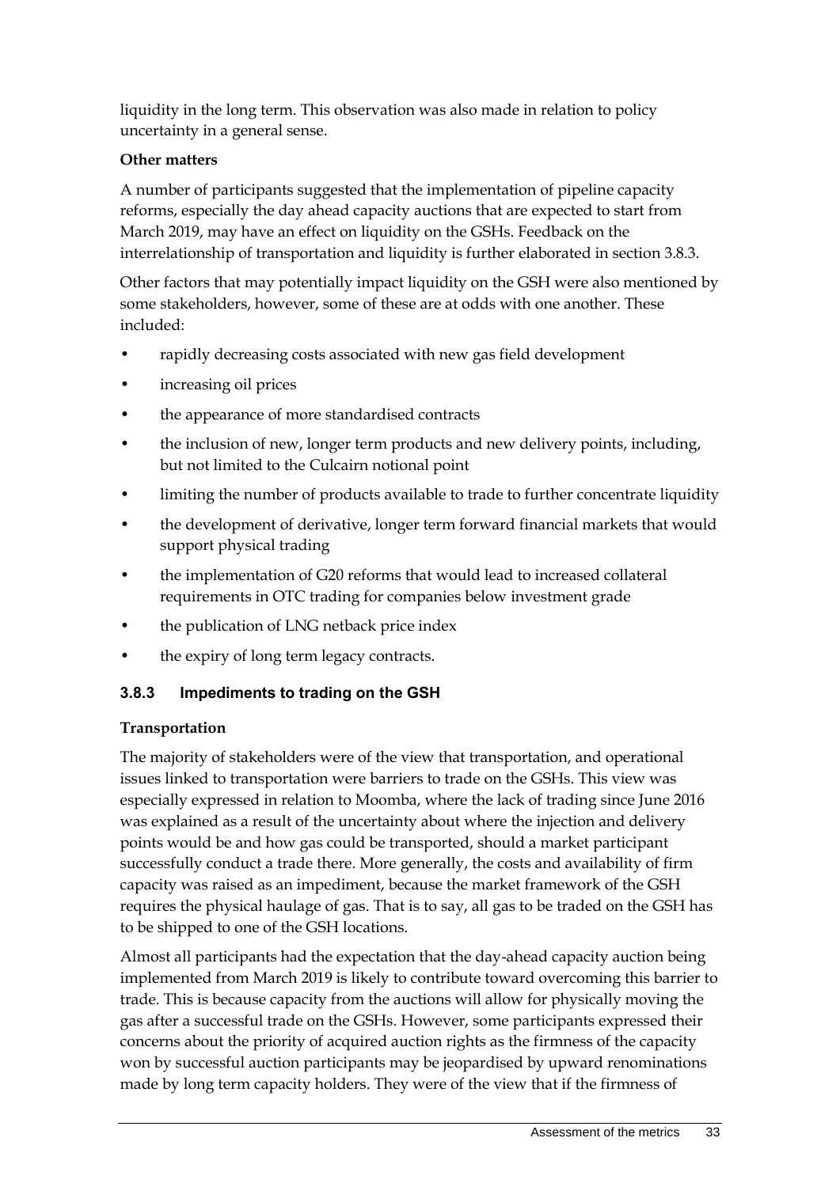liquidity in the long term. This observation was also made in relation to policy uncertainty in a general sense.

**Other matters**

A number of participants suggested that the implementation of pipeline capacity reforms, especially the day ahead capacity auctions that are expected to start from March 2019, may have an effect on liquidity on the GSHs. Feedback on the interrelationship of transportation and liquidity is further elaborated in section 3.8.3.

Other factors that may potentially impact liquidity on the GSH were also mentioned by some stakeholders, however, some of these are at odds with one another. These included:

- rapidly decreasing costs associated with new gas field development
- increasing oil prices
- the appearance of more standardised contracts
- the inclusion of new, longer term products and new delivery points, including, but not limited to the Culcairn notional point
- limiting the number of products available to trade to further concentrate liquidity
- the development of derivative, longer term forward financial markets that would support physical trading
- the implementation of G20 reforms that would lead to increased collateral requirements in OTC trading for companies below investment grade
- the publication of LNG netback price index
- the expiry of long term legacy contracts.

### 3.8.3 Impediments to trading on the GSH

**Transportation**

The majority of stakeholders were of the view that transportation, and operational issues linked to transportation were barriers to trade on the GSHs. This view was especially expressed in relation to Moomba, where the lack of trading since June 2016 was explained as a result of the uncertainty about where the injection and delivery points would be and how gas could be transported, should a market participant successfully conduct a trade there. More generally, the costs and availability of firm capacity was raised as an impediment, because the market framework of the GSH requires the physical haulage of gas. That is to say, all gas to be traded on the GSH has to be shipped to one of the GSH locations.

Almost all participants had the expectation that the day-ahead capacity auction being implemented from March 2019 is likely to contribute toward overcoming this barrier to trade. This is because capacity from the auctions will allow for physically moving the gas after a successful trade on the GSHs. However, some participants expressed their concerns about the priority of acquired auction rights as the firmness of the capacity won by successful auction participants may be jeopardised by upward renominations made by long term capacity holders. They were of the view that if the firmness of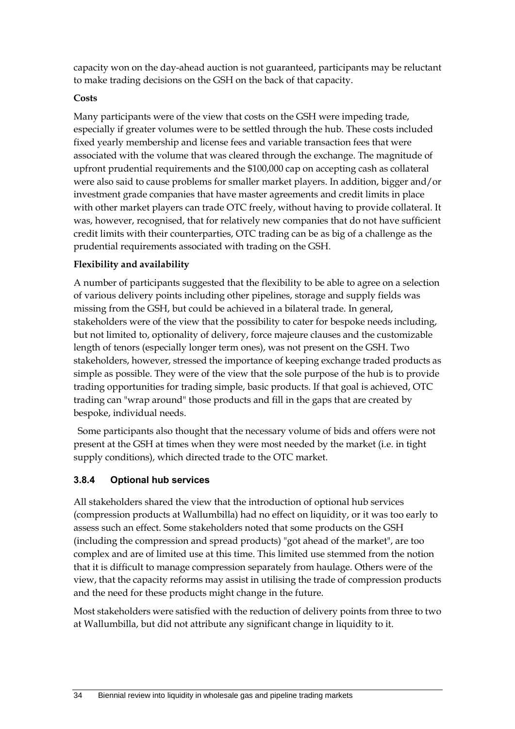capacity won on the day-ahead auction is not guaranteed, participants may be reluctant to make trading decisions on the GSH on the back of that capacity.

**Costs**

Many participants were of the view that costs on the GSH were impeding trade, especially if greater volumes were to be settled through the hub. These costs included fixed yearly membership and license fees and variable transaction fees that were associated with the volume that was cleared through the exchange. The magnitude of upfront prudential requirements and the $100,000 cap on accepting cash as collateral were also said to cause problems for smaller market players. In addition, bigger and/or investment grade companies that have master agreements and credit limits in place with other market players can trade OTC freely, without having to provide collateral. It was, however, recognised, that for relatively new companies that do not have sufficient credit limits with their counterparties, OTC trading can be as big of a challenge as the prudential requirements associated with trading on the GSH.

**Flexibility and availability**

A number of participants suggested that the flexibility to be able to agree on a selection of various delivery points including other pipelines, storage and supply fields was missing from the GSH, but could be achieved in a bilateral trade. In general, stakeholders were of the view that the possibility to cater for bespoke needs including, but not limited to, optionality of delivery, force majeure clauses and the customizable length of tenors (especially longer term ones), was not present on the GSH. Two stakeholders, however, stressed the importance of keeping exchange traded products as simple as possible. They were of the view that the sole purpose of the hub is to provide trading opportunities for trading simple, basic products. If that goal is achieved, OTC trading can "wrap around" those products and fill in the gaps that are created by bespoke, individual needs.

Some participants also thought that the necessary volume of bids and offers were not present at the GSH at times when they were most needed by the market (i.e. in tight supply conditions), which directed trade to the OTC market.

### 3.8.4 Optional hub services

All stakeholders shared the view that the introduction of optional hub services (compression products at Wallumbilla) had no effect on liquidity, or it was too early to assess such an effect. Some stakeholders noted that some products on the GSH (including the compression and spread products) "got ahead of the market", are too complex and are of limited use at this time. This limited use stemmed from the notion that it is difficult to manage compression separately from haulage. Others were of the view, that the capacity reforms may assist in utilising the trade of compression products and the need for these products might change in the future.

Most stakeholders were satisfied with the reduction of delivery points from three to two at Wallumbilla, but did not attribute any significant change in liquidity to it.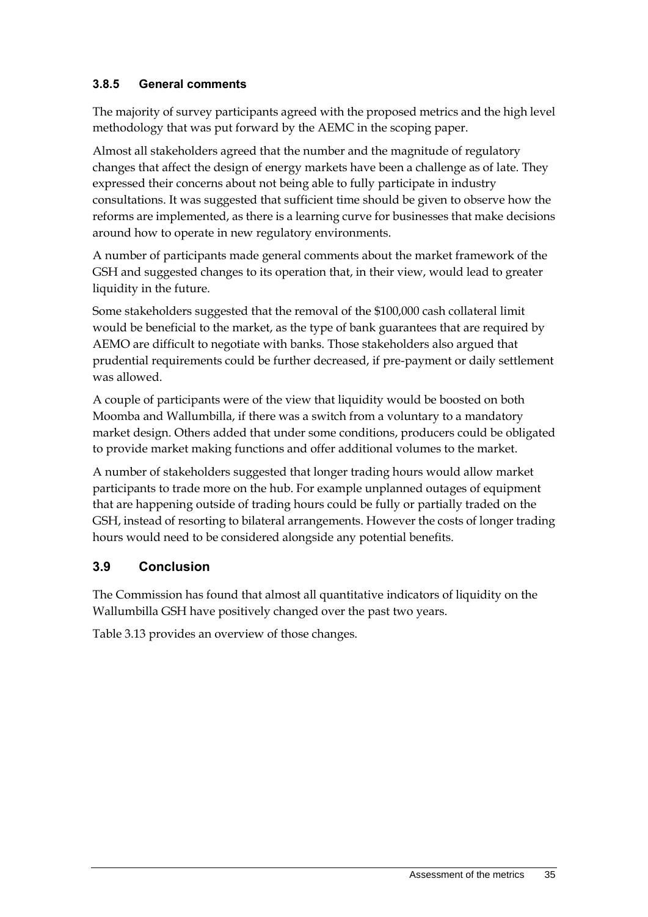### 3.8.5 General comments

The majority of survey participants agreed with the proposed metrics and the high level methodology that was put forward by the AEMC in the scoping paper.

Almost all stakeholders agreed that the number and the magnitude of regulatory changes that affect the design of energy markets have been a challenge as of late. They expressed their concerns about not being able to fully participate in industry consultations. It was suggested that sufficient time should be given to observe how the reforms are implemented, as there is a learning curve for businesses that make decisions around how to operate in new regulatory environments.

A number of participants made general comments about the market framework of the GSH and suggested changes to its operation that, in their view, would lead to greater liquidity in the future.

Some stakeholders suggested that the removal of the $100,000 cash collateral limit would be beneficial to the market, as the type of bank guarantees that are required by AEMO are difficult to negotiate with banks. Those stakeholders also argued that prudential requirements could be further decreased, if pre-payment or daily settlement was allowed.

A couple of participants were of the view that liquidity would be boosted on both Moomba and Wallumbilla, if there was a switch from a voluntary to a mandatory market design. Others added that under some conditions, producers could be obligated to provide market making functions and offer additional volumes to the market.

A number of stakeholders suggested that longer trading hours would allow market participants to trade more on the hub. For example unplanned outages of equipment that are happening outside of trading hours could be fully or partially traded on the GSH, instead of resorting to bilateral arrangements. However the costs of longer trading hours would need to be considered alongside any potential benefits.

## 3.9 Conclusion

The Commission has found that almost all quantitative indicators of liquidity on the Wallumbilla GSH have positively changed over the past two years.

Table 3.13 provides an overview of those changes.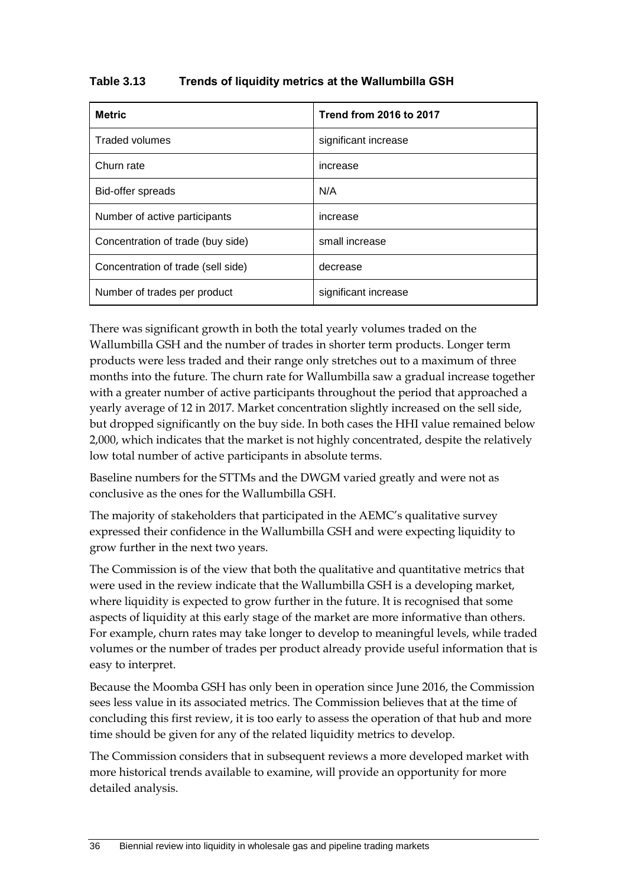**Table 3.13 Trends of liquidity metrics at the Wallumbilla GSH**

| Metric | Trend from 2016 to 2017 |
|---|---|
| Traded volumes | significant increase |
| Churn rate | increase |
| Bid-offer spreads | N/A |
| Number of active participants | increase |
| Concentration of trade (buy side) | small increase |
| Concentration of trade (sell side) | decrease |
| Number of trades per product | significant increase |

There was significant growth in both the total yearly volumes traded on the Wallumbilla GSH and the number of trades in shorter term products. Longer term products were less traded and their range only stretches out to a maximum of three months into the future. The churn rate for Wallumbilla saw a gradual increase together with a greater number of active participants throughout the period that approached a yearly average of 12 in 2017. Market concentration slightly increased on the sell side, but dropped significantly on the buy side. In both cases the HHI value remained below 2,000, which indicates that the market is not highly concentrated, despite the relatively low total number of active participants in absolute terms.

Baseline numbers for the STTMs and the DWGM varied greatly and were not as conclusive as the ones for the Wallumbilla GSH.

The majority of stakeholders that participated in the AEMC's qualitative survey expressed their confidence in the Wallumbilla GSH and were expecting liquidity to grow further in the next two years.

The Commission is of the view that both the qualitative and quantitative metrics that were used in the review indicate that the Wallumbilla GSH is a developing market, where liquidity is expected to grow further in the future. It is recognised that some aspects of liquidity at this early stage of the market are more informative than others. For example, churn rates may take longer to develop to meaningful levels, while traded volumes or the number of trades per product already provide useful information that is easy to interpret.

Because the Moomba GSH has only been in operation since June 2016, the Commission sees less value in its associated metrics. The Commission believes that at the time of concluding this first review, it is too early to assess the operation of that hub and more time should be given for any of the related liquidity metrics to develop.

The Commission considers that in subsequent reviews a more developed market with more historical trends available to examine, will provide an opportunity for more detailed analysis.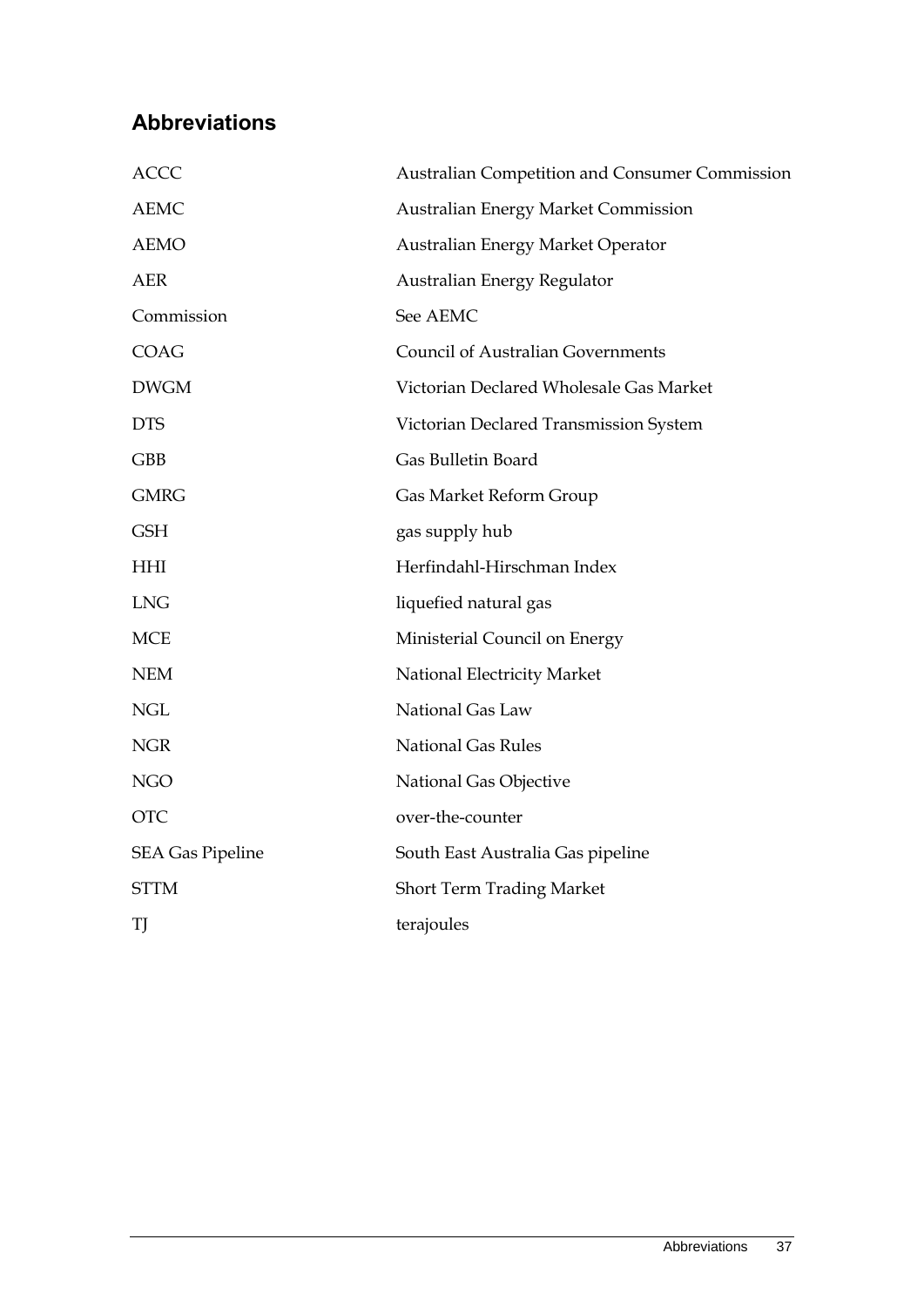## Abbreviations

| | |
|---|---|
| ACCC | Australian Competition and Consumer Commission |
| AEMC | Australian Energy Market Commission |
| AEMO | Australian Energy Market Operator |
| AER | Australian Energy Regulator |
| Commission | See AEMC |
| COAG | Council of Australian Governments |
| DWGM | Victorian Declared Wholesale Gas Market |
| DTS | Victorian Declared Transmission System |
| GBB | Gas Bulletin Board |
| GMRG | Gas Market Reform Group |
| GSH | gas supply hub |
| HHI | Herfindahl-Hirschman Index |
| LNG | liquefied natural gas |
| MCE | Ministerial Council on Energy |
| NEM | National Electricity Market |
| NGL | National Gas Law |
| NGR | National Gas Rules |
| NGO | National Gas Objective |
| OTC | over-the-counter |
| SEA Gas Pipeline | South East Australia Gas pipeline |
| STTM | Short Term Trading Market |
| TJ | terajoules |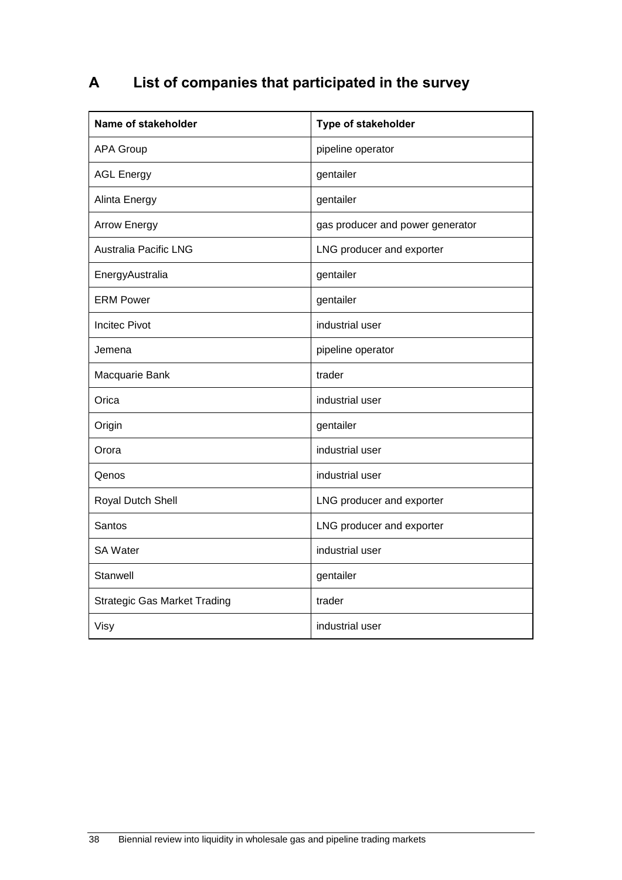# A List of companies that participated in the survey

| Name of stakeholder | Type of stakeholder |
|---|---|
| APA Group | pipeline operator |
| AGL Energy | gentailer |
| Alinta Energy | gentailer |
| Arrow Energy | gas producer and power generator |
| Australia Pacific LNG | LNG producer and exporter |
| EnergyAustralia | gentailer |
| ERM Power | gentailer |
| Incitec Pivot | industrial user |
| Jemena | pipeline operator |
| Macquarie Bank | trader |
| Orica | industrial user |
| Origin | gentailer |
| Orora | industrial user |
| Qenos | industrial user |
| Royal Dutch Shell | LNG producer and exporter |
| Santos | LNG producer and exporter |
| SA Water | industrial user |
| Stanwell | gentailer |
| Strategic Gas Market Trading | trader |
| Visy | industrial user |